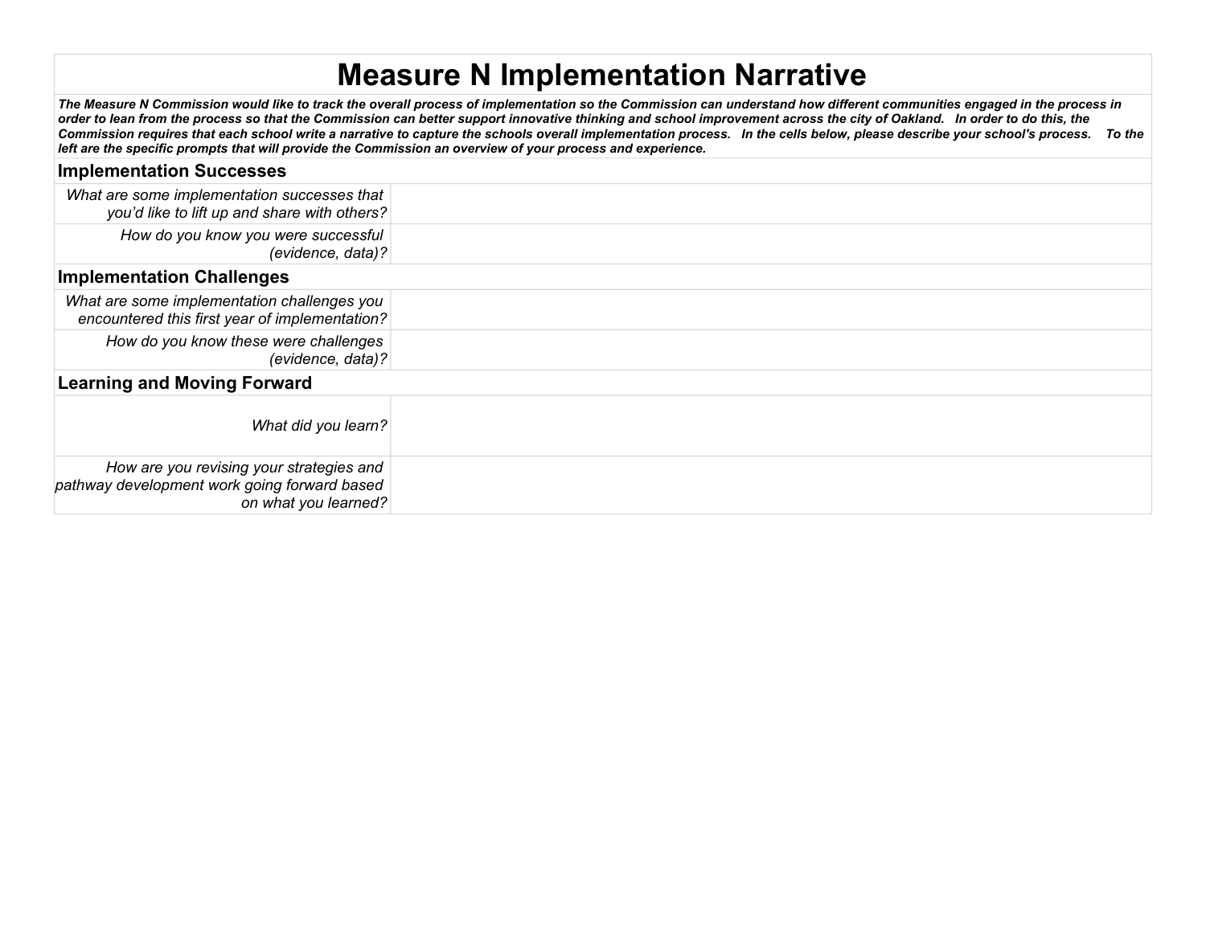# Measure N Implementation Narrative

***The Measure N Commission would like to track the overall process of implementation so the Commission can understand how different communities engaged in the process in order to lean from the process so that the Commission can better support innovative thinking and school improvement across the city of Oakland. In order to do this, the Commission requires that each school write a narrative to capture the schools overall implementation process. In the cells below, please describe your school's process. To the left are the specific prompts that will provide the Commission an overview of your process and experience.***

## Implementation Successes

| | |
|---|---|
| *What are some implementation successes that you'd like to lift up and share with others?* | |
| *How do you know you were successful (evidence, data)?* | |

## Implementation Challenges

| | |
|---|---|
| *What are some implementation challenges you encountered this first year of implementation?* | |
| *How do you know these were challenges (evidence, data)?* | |

## Learning and Moving Forward

| | |
|---|---|
| *What did you learn?* | |
| *How are you revising your strategies and pathway development work going forward based on what you learned?* | |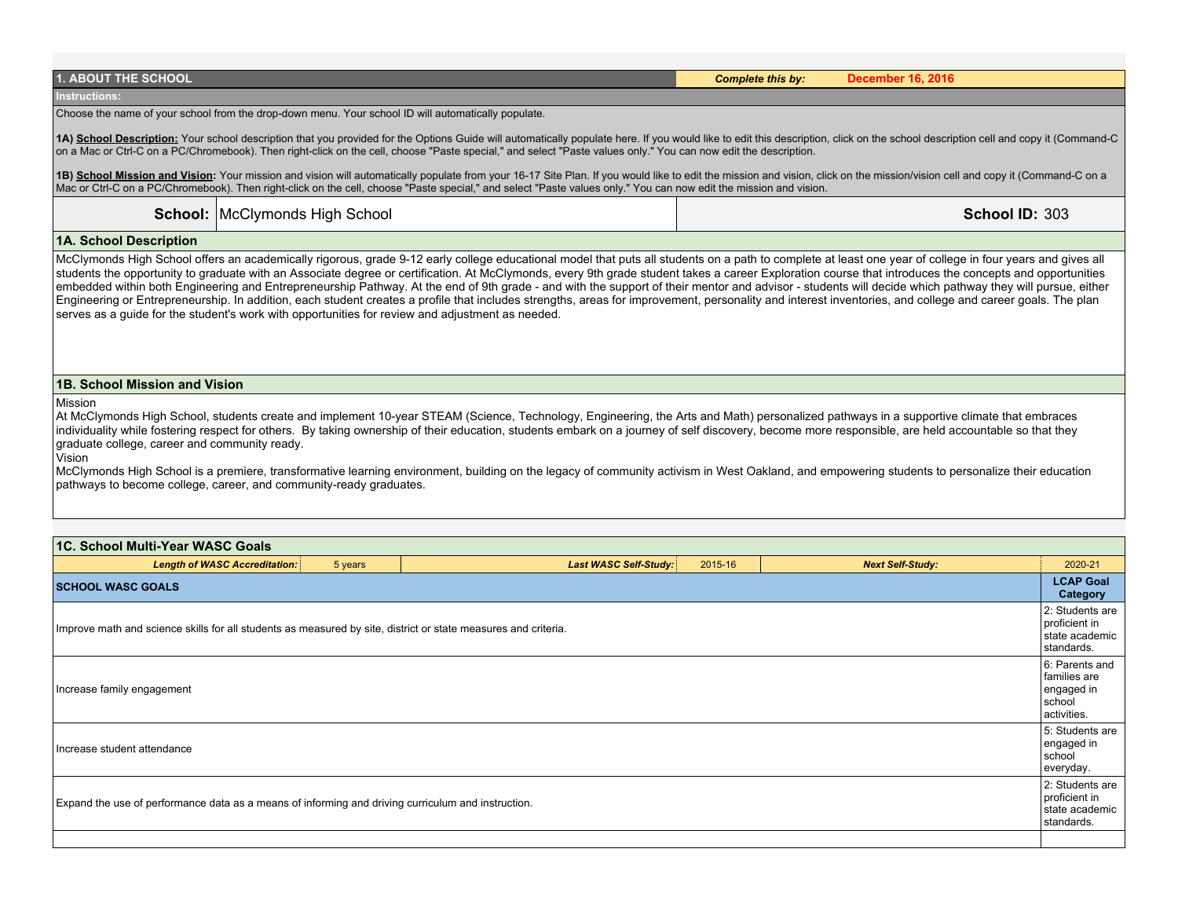## 1. ABOUT THE SCHOOL

***Complete this by:*** **December 16, 2016**

**Instructions:**

Choose the name of your school from the drop-down menu. Your school ID will automatically populate.

**1A) School Description:** Your school description that you provided for the Options Guide will automatically populate here. If you would like to edit this description, click on the school description cell and copy it (Command-C on a Mac or Ctrl-C on a PC/Chromebook). Then right-click on the cell, choose "Paste special," and select "Paste values only." You can now edit the description.

**1B) School Mission and Vision:** Your mission and vision will automatically populate from your 16-17 Site Plan. If you would like to edit the mission and vision, click on the mission/vision cell and copy it (Command-C on a Mac or Ctrl-C on a PC/Chromebook). Then right-click on the cell, choose "Paste special," and select "Paste values only." You can now edit the mission and vision.

**School:** McClymonds High School

**School ID:** 303

### 1A. School Description

McClymonds High School offers an academically rigorous, grade 9-12 early college educational model that puts all students on a path to complete at least one year of college in four years and gives all students the opportunity to graduate with an Associate degree or certification. At McClymonds, every 9th grade student takes a career Exploration course that introduces the concepts and opportunities embedded within both Engineering and Entrepreneurship Pathway. At the end of 9th grade - and with the support of their mentor and advisor - students will decide which pathway they will pursue, either Engineering or Entrepreneurship. In addition, each student creates a profile that includes strengths, areas for improvement, personality and interest inventories, and college and career goals. The plan serves as a guide for the student's work with opportunities for review and adjustment as needed.

### 1B. School Mission and Vision

Mission

At McClymonds High School, students create and implement 10-year STEAM (Science, Technology, Engineering, the Arts and Math) personalized pathways in a supportive climate that embraces individuality while fostering respect for others. By taking ownership of their education, students embark on a journey of self discovery, become more responsible, are held accountable so that they graduate college, career and community ready.

Vision

McClymonds High School is a premiere, transformative learning environment, building on the legacy of community activism in West Oakland, and empowering students to personalize their education pathways to become college, career, and community-ready graduates.

### 1C. School Multi-Year WASC Goals

***Length of WASC Accreditation:*** 5 years | ***Last WASC Self-Study:*** 2015-16 | ***Next Self-Study:*** 2020-21

| SCHOOL WASC GOALS | LCAP Goal Category |
|---|---|
| Improve math and science skills for all students as measured by site, district or state measures and criteria. | 2: Students are proficient in state academic standards. |
| Increase family engagement | 6: Parents and families are engaged in school activities. |
| Increase student attendance | 5: Students are engaged in school everyday. |
| Expand the use of performance data as a means of informing and driving curriculum and instruction. | 2: Students are proficient in state academic standards. |
| | |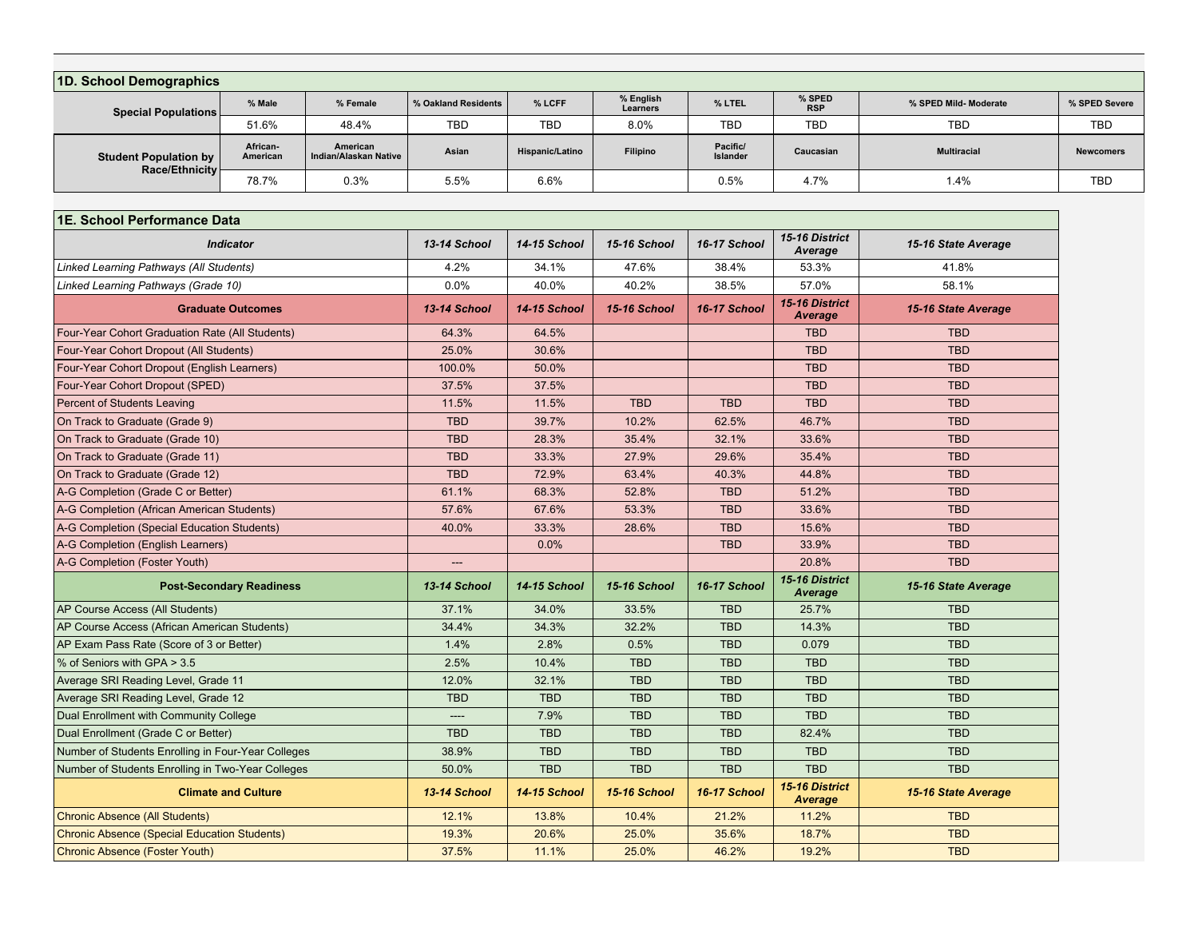## 1D. School Demographics

| Special Populations | % Male | % Female | % Oakland Residents | % LCFF | % English Learners | % LTEL | % SPED RSP | % SPED Mild- Moderate | % SPED Severe |
|---|---|---|---|---|---|---|---|---|---|
| | 51.6% | 48.4% | TBD | TBD | 8.0% | TBD | TBD | TBD | TBD |
| **Student Population by Race/Ethnicity** | **African-American** | **American Indian/Alaskan Native** | **Asian** | **Hispanic/Latino** | **Filipino** | **Pacific/ Islander** | **Caucasian** | **Multiracial** | **Newcomers** |
| | 78.7% | 0.3% | 5.5% | 6.6% | | 0.5% | 4.7% | 1.4% | TBD |

## 1E. School Performance Data

| *Indicator* | *13-14 School* | *14-15 School* | *15-16 School* | *16-17 School* | *15-16 District Average* | *15-16 State Average* |
|---|---|---|---|---|---|---|
| *Linked Learning Pathways (All Students)* | 4.2% | 34.1% | 47.6% | 38.4% | 53.3% | 41.8% |
| *Linked Learning Pathways (Grade 10)* | 0.0% | 40.0% | 40.2% | 38.5% | 57.0% | 58.1% |
| **Graduate Outcomes** | *13-14 School* | *14-15 School* | *15-16 School* | *16-17 School* | *15-16 District Average* | *15-16 State Average* |
| Four-Year Cohort Graduation Rate (All Students) | 64.3% | 64.5% | | | TBD | TBD |
| Four-Year Cohort Dropout (All Students) | 25.0% | 30.6% | | | TBD | TBD |
| Four-Year Cohort Dropout (English Learners) | 100.0% | 50.0% | | | TBD | TBD |
| Four-Year Cohort Dropout (SPED) | 37.5% | 37.5% | | | TBD | TBD |
| Percent of Students Leaving | 11.5% | 11.5% | TBD | TBD | TBD | TBD |
| On Track to Graduate (Grade 9) | TBD | 39.7% | 10.2% | 62.5% | 46.7% | TBD |
| On Track to Graduate (Grade 10) | TBD | 28.3% | 35.4% | 32.1% | 33.6% | TBD |
| On Track to Graduate (Grade 11) | TBD | 33.3% | 27.9% | 29.6% | 35.4% | TBD |
| On Track to Graduate (Grade 12) | TBD | 72.9% | 63.4% | 40.3% | 44.8% | TBD |
| A-G Completion (Grade C or Better) | 61.1% | 68.3% | 52.8% | TBD | 51.2% | TBD |
| A-G Completion (African American Students) | 57.6% | 67.6% | 53.3% | TBD | 33.6% | TBD |
| A-G Completion (Special Education Students) | 40.0% | 33.3% | 28.6% | TBD | 15.6% | TBD |
| A-G Completion (English Learners) | | 0.0% | | TBD | 33.9% | TBD |
| A-G Completion (Foster Youth) | --- | | | | 20.8% | TBD |
| **Post-Secondary Readiness** | *13-14 School* | *14-15 School* | *15-16 School* | *16-17 School* | *15-16 District Average* | *15-16 State Average* |
| AP Course Access (All Students) | 37.1% | 34.0% | 33.5% | TBD | 25.7% | TBD |
| AP Course Access (African American Students) | 34.4% | 34.3% | 32.2% | TBD | 14.3% | TBD |
| AP Exam Pass Rate (Score of 3 or Better) | 1.4% | 2.8% | 0.5% | TBD | 0.079 | TBD |
| % of Seniors with GPA > 3.5 | 2.5% | 10.4% | TBD | TBD | TBD | TBD |
| Average SRI Reading Level, Grade 11 | 12.0% | 32.1% | TBD | TBD | TBD | TBD |
| Average SRI Reading Level, Grade 12 | TBD | TBD | TBD | TBD | TBD | TBD |
| Dual Enrollment with Community College | ---- | 7.9% | TBD | TBD | TBD | TBD |
| Dual Enrollment (Grade C or Better) | TBD | TBD | TBD | TBD | 82.4% | TBD |
| Number of Students Enrolling in Four-Year Colleges | 38.9% | TBD | TBD | TBD | TBD | TBD |
| Number of Students Enrolling in Two-Year Colleges | 50.0% | TBD | TBD | TBD | TBD | TBD |
| **Climate and Culture** | *13-14 School* | *14-15 School* | *15-16 School* | *16-17 School* | *15-16 District Average* | *15-16 State Average* |
| Chronic Absence (All Students) | 12.1% | 13.8% | 10.4% | 21.2% | 11.2% | TBD |
| Chronic Absence (Special Education Students) | 19.3% | 20.6% | 25.0% | 35.6% | 18.7% | TBD |
| Chronic Absence (Foster Youth) | 37.5% | 11.1% | 25.0% | 46.2% | 19.2% | TBD |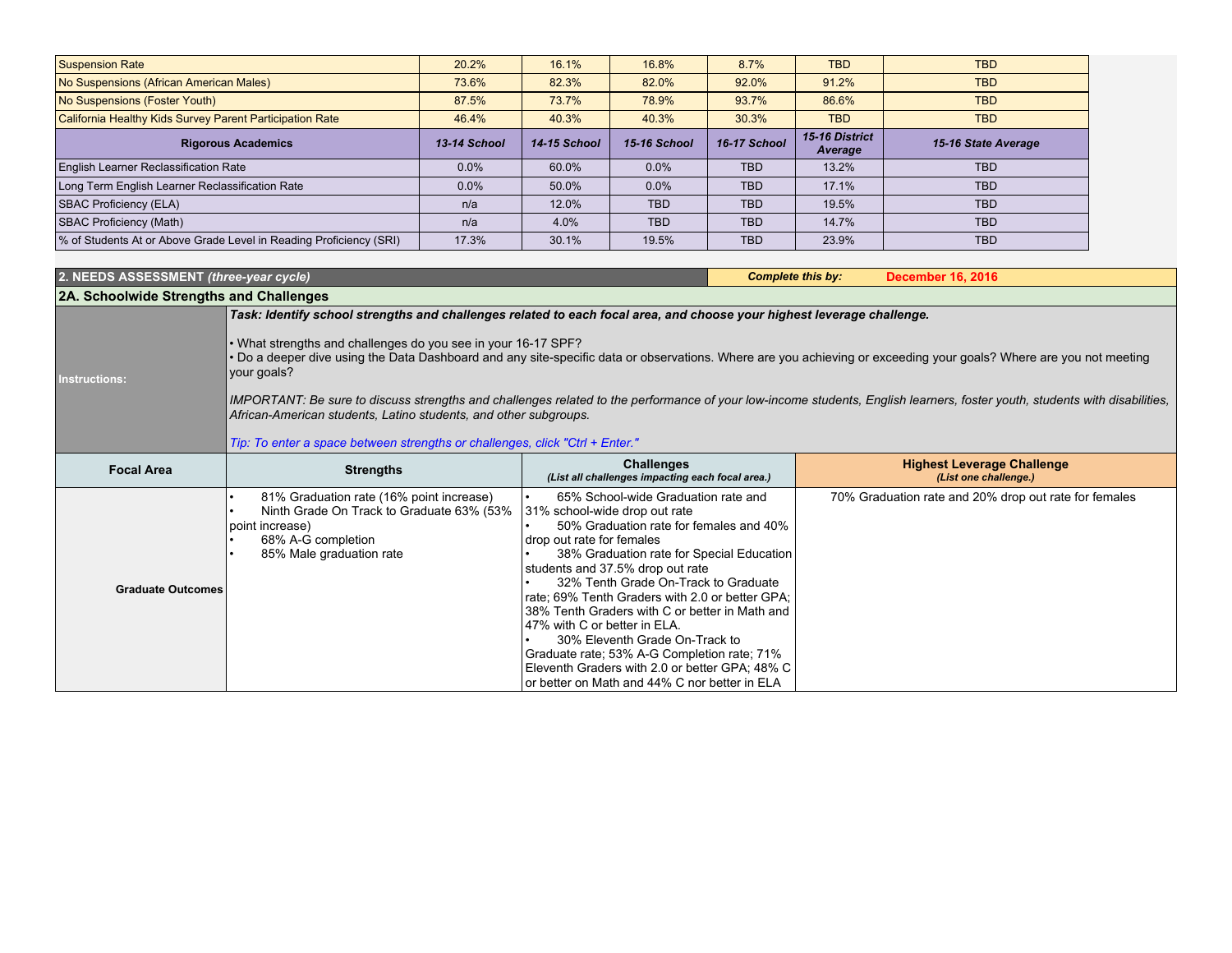| | | | | | | |
|---|---|---|---|---|---|---|
| Suspension Rate | 20.2% | 16.1% | 16.8% | 8.7% | TBD | TBD |
| No Suspensions (African American Males) | 73.6% | 82.3% | 82.0% | 92.0% | 91.2% | TBD |
| No Suspensions (Foster Youth) | 87.5% | 73.7% | 78.9% | 93.7% | 86.6% | TBD |
| California Healthy Kids Survey Parent Participation Rate | 46.4% | 40.3% | 40.3% | 30.3% | TBD | TBD |
| **Rigorous Academics** | ***13-14 School*** | ***14-15 School*** | ***15-16 School*** | ***16-17 School*** | ***15-16 District Average*** | ***15-16 State Average*** |
| English Learner Reclassification Rate | 0.0% | 60.0% | 0.0% | TBD | 13.2% | TBD |
| Long Term English Learner Reclassification Rate | 0.0% | 50.0% | 0.0% | TBD | 17.1% | TBD |
| SBAC Proficiency (ELA) | n/a | 12.0% | TBD | TBD | 19.5% | TBD |
| SBAC Proficiency (Math) | n/a | 4.0% | TBD | TBD | 14.7% | TBD |
| % of Students At or Above Grade Level in Reading Proficiency (SRI) | 17.3% | 30.1% | 19.5% | TBD | 23.9% | TBD |

## 2. NEEDS ASSESSMENT *(three-year cycle)*

***Complete this by:*** **December 16, 2016**

### 2A. Schoolwide Strengths and Challenges

**Instructions:**

***Task: Identify school strengths and challenges related to each focal area, and choose your highest leverage challenge.***

- What strengths and challenges do you see in your 16-17 SPF?
- Do a deeper dive using the Data Dashboard and any site-specific data or observations. Where are you achieving or exceeding your goals? Where are you not meeting your goals?

*IMPORTANT: Be sure to discuss strengths and challenges related to the performance of your low-income students, English learners, foster youth, students with disabilities, African-American students, Latino students, and other subgroups.*

*Tip: To enter a space between strengths or challenges, click "Ctrl + Enter."*

| Focal Area | Strengths | Challenges *(List all challenges impacting each focal area.)* | Highest Leverage Challenge *(List one challenge.)* |
|---|---|---|---|
| **Graduate Outcomes** | • 81% Graduation rate (16% point increase)<br>• Ninth Grade On Track to Graduate 63% (53% point increase)<br>• 68% A-G completion<br>• 85% Male graduation rate | • 65% School-wide Graduation rate and 31% school-wide drop out rate<br>• 50% Graduation rate for females and 40% drop out rate for females<br>• 38% Graduation rate for Special Education students and 37.5% drop out rate<br>• 32% Tenth Grade On-Track to Graduate rate; 69% Tenth Graders with 2.0 or better GPA; 38% Tenth Graders with C or better in Math and 47% with C or better in ELA.<br>• 30% Eleventh Grade On-Track to Graduate rate; 53% A-G Completion rate; 71% Eleventh Graders with 2.0 or better GPA; 48% C or better on Math and 44% C nor better in ELA | 70% Graduation rate and 20% drop out rate for females |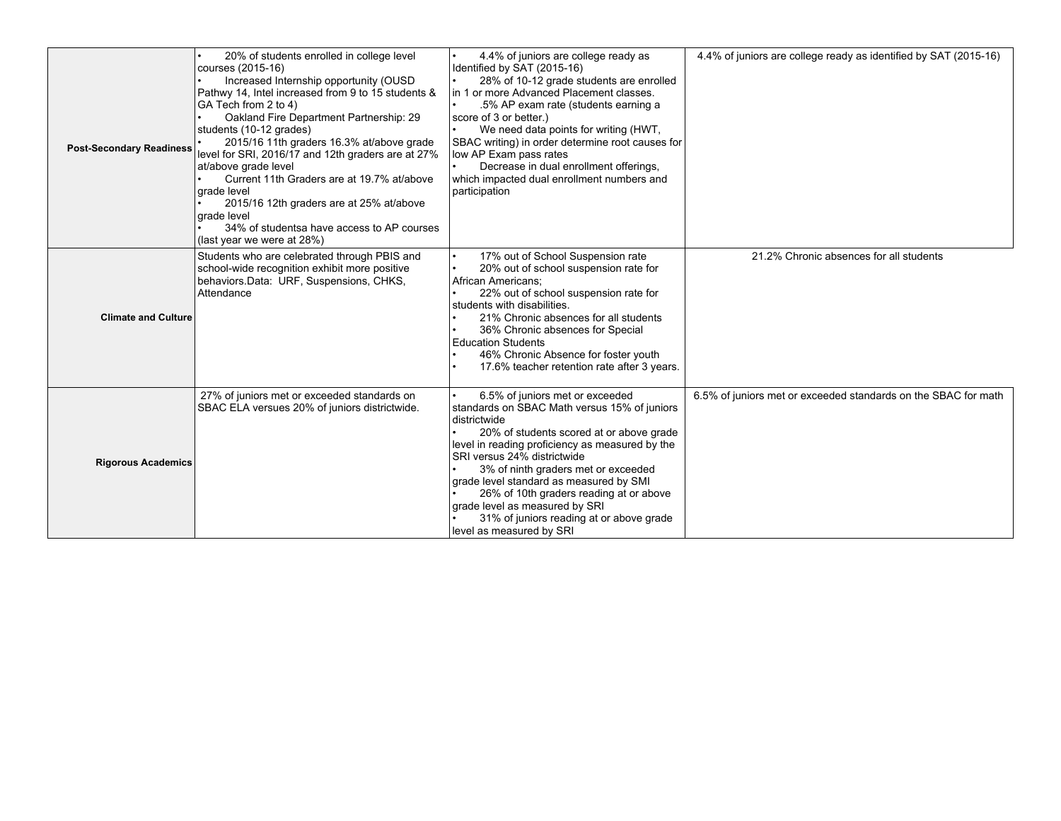| | | | |
|---|---|---|---|
| **Post-Secondary Readiness** | • 20% of students enrolled in college level courses (2015-16)<br>• Increased Internship opportunity (OUSD Pathwy 14, Intel increased from 9 to 15 students & GA Tech from 2 to 4)<br>• Oakland Fire Department Partnership: 29 students (10-12 grades)<br>• 2015/16 11th graders 16.3% at/above grade level for SRI, 2016/17 and 12th graders are at 27% at/above grade level<br>• Current 11th Graders are at 19.7% at/above grade level<br>• 2015/16 12th graders are at 25% at/above grade level<br>• 34% of studentsa have access to AP courses (last year we were at 28%) | • 4.4% of juniors are college ready as Identified by SAT (2015-16)<br>• 28% of 10-12 grade students are enrolled in 1 or more Advanced Placement classes.<br>• .5% AP exam rate (students earning a score of 3 or better.)<br>• We need data points for writing (HWT, SBAC writing) in order determine root causes for low AP Exam pass rates<br>• Decrease in dual enrollment offerings, which impacted dual enrollment numbers and participation | 4.4% of juniors are college ready as identified by SAT (2015-16) |
| **Climate and Culture** | Students who are celebrated through PBIS and school-wide recognition exhibit more positive behaviors.Data: URF, Suspensions, CHKS, Attendance | • 17% out of School Suspension rate<br>• 20% out of school suspension rate for African Americans;<br>• 22% out of school suspension rate for students with disabilities.<br>• 21% Chronic absences for all students<br>• 36% Chronic absences for Special Education Students<br>• 46% Chronic Absence for foster youth<br>• 17.6% teacher retention rate after 3 years. | 21.2% Chronic absences for all students |
| **Rigorous Academics** | 27% of juniors met or exceeded standards on SBAC ELA versues 20% of juniors districtwide. | • 6.5% of juniors met or exceeded standards on SBAC Math versus 15% of juniors districtwide<br>• 20% of students scored at or above grade level in reading proficiency as measured by the SRI versus 24% districtwide<br>• 3% of ninth graders met or exceeded grade level standard as measured by SMI<br>• 26% of 10th graders reading at or above grade level as measured by SRI<br>• 31% of juniors reading at or above grade level as measured by SRI | 6.5% of juniors met or exceeded standards on the SBAC for math |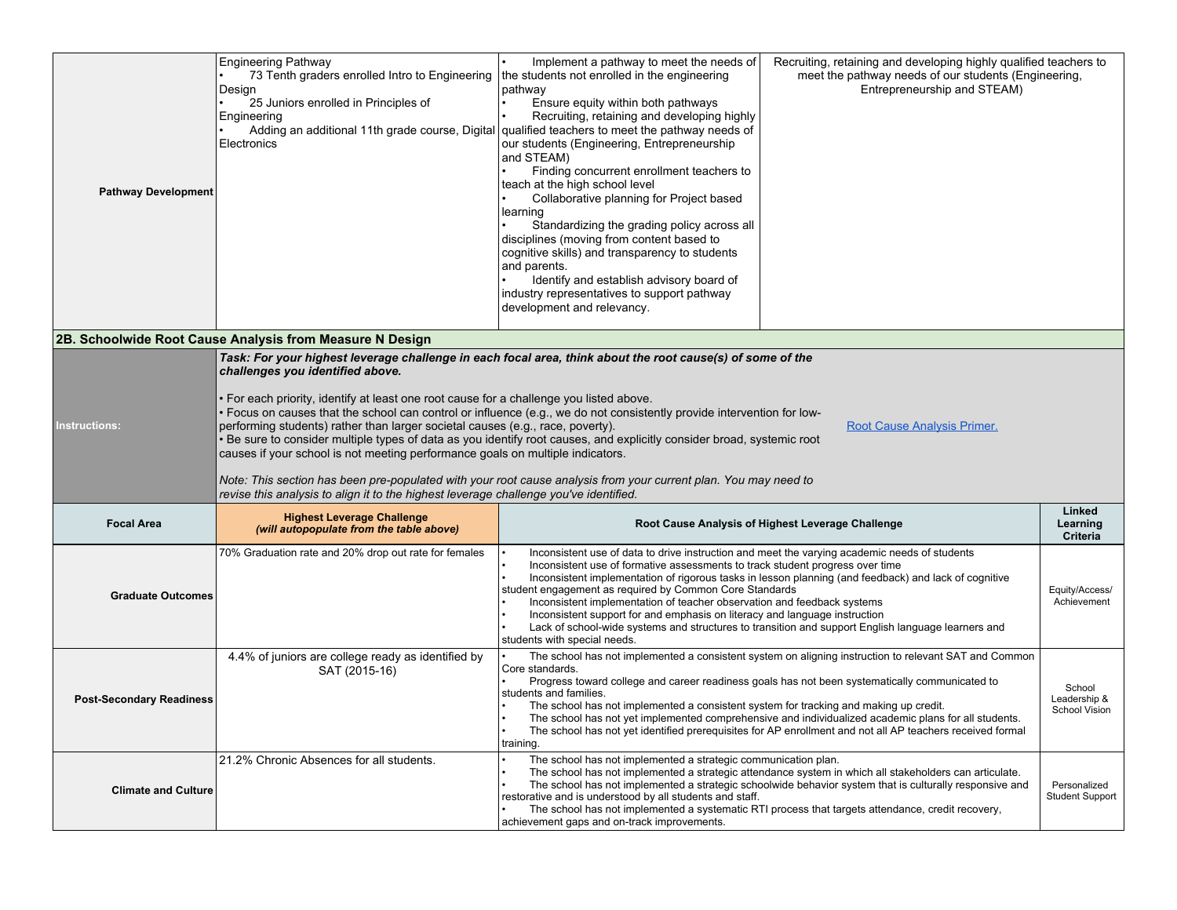| | | | |
|---|---|---|---|
| **Pathway Development** | Engineering Pathway<br>• 73 Tenth graders enrolled Intro to Engineering Design<br>• 25 Juniors enrolled in Principles of Engineering<br>• Adding an additional 11th grade course, Digital Electronics | • Implement a pathway to meet the needs of the students not enrolled in the engineering pathway<br>• Ensure equity within both pathways<br>• Recruiting, retaining and developing highly qualified teachers to meet the pathway needs of our students (Engineering, Entrepreneurship and STEAM)<br>• Finding concurrent enrollment teachers to teach at the high school level<br>• Collaborative planning for Project based learning<br>• Standardizing the grading policy across all disciplines (moving from content based to cognitive skills) and transparency to students and parents.<br>• Identify and establish advisory board of industry representatives to support pathway development and relevancy. | Recruiting, retaining and developing highly qualified teachers to meet the pathway needs of our students (Engineering, Entrepreneurship and STEAM) |

## 2B. Schoolwide Root Cause Analysis from Measure N Design

**Instructions:**

***Task: For your highest leverage challenge in each focal area, think about the root cause(s) of some of the challenges you identified above.***

- For each priority, identify at least one root cause for a challenge you listed above.
- Focus on causes that the school can control or influence (e.g., we do not consistently provide intervention for low-performing students) rather than larger societal causes (e.g., race, poverty).
- Be sure to consider multiple types of data as you identify root causes, and explicitly consider broad, systemic root causes if your school is not meeting performance goals on multiple indicators.

*Note: This section has been pre-populated with your root cause analysis from your current plan. You may need to revise this analysis to align it to the highest leverage challenge you've identified.*

Root Cause Analysis Primer.

| Focal Area | Highest Leverage Challenge *(will autopopulate from the table above)* | Root Cause Analysis of Highest Leverage Challenge | Linked Learning Criteria |
|---|---|---|---|
| **Graduate Outcomes** | 70% Graduation rate and 20% drop out rate for females | • Inconsistent use of data to drive instruction and meet the varying academic needs of students<br>• Inconsistent use of formative assessments to track student progress over time<br>• Inconsistent implementation of rigorous tasks in lesson planning (and feedback) and lack of cognitive student engagement as required by Common Core Standards<br>• Inconsistent implementation of teacher observation and feedback systems<br>• Inconsistent support for and emphasis on literacy and language instruction<br>• Lack of school-wide systems and structures to transition and support English language learners and students with special needs. | Equity/Access/ Achievement |
| **Post-Secondary Readiness** | 4.4% of juniors are college ready as identified by SAT (2015-16) | • The school has not implemented a consistent system on aligning instruction to relevant SAT and Common Core standards.<br>• Progress toward college and career readiness goals has not been systematically communicated to students and families.<br>• The school has not implemented a consistent system for tracking and making up credit.<br>• The school has not yet implemented comprehensive and individualized academic plans for all students.<br>• The school has not yet identified prerequisites for AP enrollment and not all AP teachers received formal training. | School Leadership & School Vision |
| **Climate and Culture** | 21.2% Chronic Absences for all students. | • The school has not implemented a strategic communication plan.<br>• The school has not implemented a strategic attendance system in which all stakeholders can articulate.<br>• The school has not implemented a strategic schoolwide behavior system that is culturally responsive and restorative and is understood by all students and staff.<br>• The school has not implemented a systematic RTI process that targets attendance, credit recovery, achievement gaps and on-track improvements. | Personalized Student Support |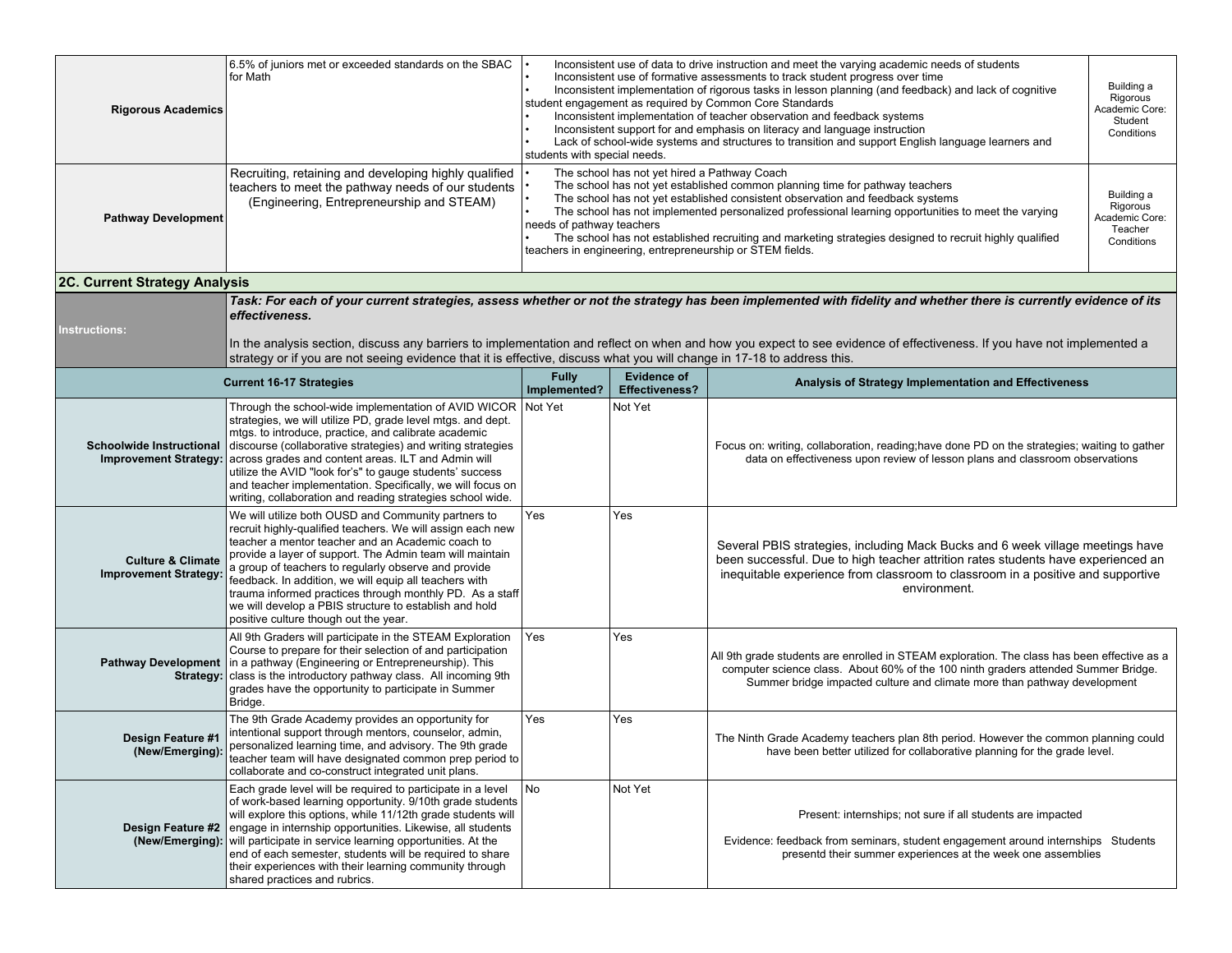| | | | |
|---|---|---|---|
| **Rigorous Academics** | 6.5% of juniors met or exceeded standards on the SBAC for Math | • Inconsistent use of data to drive instruction and meet the varying academic needs of students<br>• Inconsistent use of formative assessments to track student progress over time<br>• Inconsistent implementation of rigorous tasks in lesson planning (and feedback) and lack of cognitive student engagement as required by Common Core Standards<br>• Inconsistent implementation of teacher observation and feedback systems<br>• Inconsistent support for and emphasis on literacy and language instruction<br>• Lack of school-wide systems and structures to transition and support English language learners and students with special needs. | Building a Rigorous Academic Core: Student Conditions |
| **Pathway Development** | Recruiting, retaining and developing highly qualified teachers to meet the pathway needs of our students (Engineering, Entrepreneurship and STEAM) | • The school has not yet hired a Pathway Coach<br>• The school has not yet established common planning time for pathway teachers<br>• The school has not yet established consistent observation and feedback systems<br>• The school has not implemented personalized professional learning opportunities to meet the varying needs of pathway teachers<br>• The school has not established recruiting and marketing strategies designed to recruit highly qualified teachers in engineering, entrepreneurship or STEM fields. | Building a Rigorous Academic Core: Teacher Conditions |

## 2C. Current Strategy Analysis

**Instructions:**

***Task: For each of your current strategies, assess whether or not the strategy has been implemented with fidelity and whether there is currently evidence of its effectiveness.***

In the analysis section, discuss any barriers to implementation and reflect on when and how you expect to see evidence of effectiveness. If you have not implemented a strategy or if you are not seeing evidence that it is effective, discuss what you will change in 17-18 to address this.

| Current 16-17 Strategies | | Fully Implemented? | Evidence of Effectiveness? | Analysis of Strategy Implementation and Effectiveness |
|---|---|---|---|---|
| **Schoolwide Instructional Improvement Strategy:** | Through the school-wide implementation of AVID WICOR strategies, we will utilize PD, grade level mtgs. and dept. mtgs. to introduce, practice, and calibrate academic discourse (collaborative strategies) and writing strategies across grades and content areas. ILT and Admin will utilize the AVID "look for's" to gauge students' success and teacher implementation. Specifically, we will focus on writing, collaboration and reading strategies school wide. | Not Yet | Not Yet | Focus on: writing, collaboration, reading;have done PD on the strategies; waiting to gather data on effectiveness upon review of lesson plans and classroom observations |
| **Culture & Climate Improvement Strategy:** | We will utilize both OUSD and Community partners to recruit highly-qualified teachers. We will assign each new teacher a mentor teacher and an Academic coach to provide a layer of support. The Admin team will maintain a group of teachers to regularly observe and provide feedback. In addition, we will equip all teachers with trauma informed practices through monthly PD. As a staff we will develop a PBIS structure to establish and hold positive culture though out the year. | Yes | Yes | Several PBIS strategies, including Mack Bucks and 6 week village meetings have been successful. Due to high teacher attrition rates students have experienced an inequitable experience from classroom to classroom in a positive and supportive environment. |
| **Pathway Development Strategy:** | All 9th Graders will participate in the STEAM Exploration Course to prepare for their selection of and participation in a pathway (Engineering or Entrepreneurship). This class is the introductory pathway class. All incoming 9th grades have the opportunity to participate in Summer Bridge. | Yes | Yes | All 9th grade students are enrolled in STEAM exploration. The class has been effective as a computer science class. About 60% of the 100 ninth graders attended Summer Bridge. Summer bridge impacted culture and climate more than pathway development |
| **Design Feature #1 (New/Emerging):** | The 9th Grade Academy provides an opportunity for intentional support through mentors, counselor, admin, personalized learning time, and advisory. The 9th grade teacher team will have designated common prep period to collaborate and co-construct integrated unit plans. | Yes | Yes | The Ninth Grade Academy teachers plan 8th period. However the common planning could have been better utilized for collaborative planning for the grade level. |
| **Design Feature #2 (New/Emerging):** | Each grade level will be required to participate in a level of work-based learning opportunity. 9/10th grade students will explore this options, while 11/12th grade students will engage in internship opportunities. Likewise, all students will participate in service learning opportunities. At the end of each semester, students will be required to share their experiences with their learning community through shared practices and rubrics. | No | Not Yet | Present: internships; not sure if all students are impacted<br><br>Evidence: feedback from seminars, student engagement around internships Students presentd their summer experiences at the week one assemblies |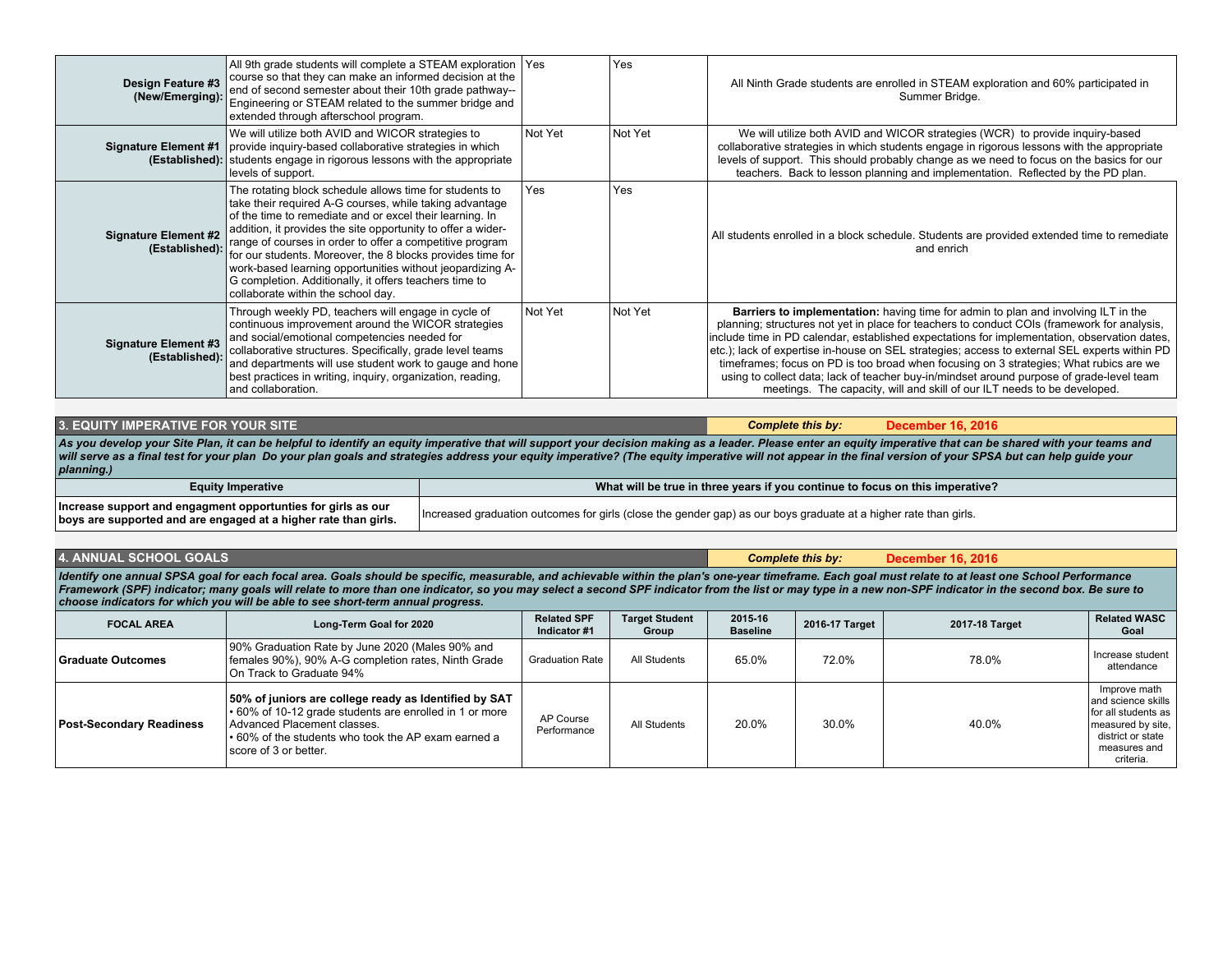| | | | | |
|---|---|---|---|---|
| **Design Feature #3 (New/Emerging):** | All 9th grade students will complete a STEAM exploration course so that they can make an informed decision at the end of second semester about their 10th grade pathway--Engineering or STEAM related to the summer bridge and extended through afterschool program. | Yes | Yes | All Ninth Grade students are enrolled in STEAM exploration and 60% participated in Summer Bridge. |
| **Signature Element #1 (Established):** | We will utilize both AVID and WICOR strategies to provide inquiry-based collaborative strategies in which students engage in rigorous lessons with the appropriate levels of support. | Not Yet | Not Yet | We will utilize both AVID and WICOR strategies (WCR) to provide inquiry-based collaborative strategies in which students engage in rigorous lessons with the appropriate levels of support. This should probably change as we need to focus on the basics for our teachers. Back to lesson planning and implementation. Reflected by the PD plan. |
| **Signature Element #2 (Established):** | The rotating block schedule allows time for students to take their required A-G courses, while taking advantage of the time to remediate and or excel their learning. In addition, it provides the site opportunity to offer a wider-range of courses in order to offer a competitive program for our students. Moreover, the 8 blocks provides time for work-based learning opportunities without jeopardizing A-G completion. Additionally, it offers teachers time to collaborate within the school day. | Yes | Yes | All students enrolled in a block schedule. Students are provided extended time to remediate and enrich |
| **Signature Element #3 (Established):** | Through weekly PD, teachers will engage in cycle of continuous improvement around the WICOR strategies and social/emotional competencies needed for collaborative structures. Specifically, grade level teams and departments will use student work to gauge and hone best practices in writing, inquiry, organization, reading, and collaboration. | Not Yet | Not Yet | **Barriers to implementation:** having time for admin to plan and involving ILT in the planning; structures not yet in place for teachers to conduct COIs (framework for analysis, include time in PD calendar, established expectations for implementation, observation dates, etc.); lack of expertise in-house on SEL strategies; access to external SEL experts within PD timeframes; focus on PD is too broad when focusing on 3 strategies; What rubrics are we using to collect data; lack of teacher buy-in/mindset around purpose of grade-level team meetings. The capacity, will and skill of our ILT needs to be developed. |

## 3. EQUITY IMPERATIVE FOR YOUR SITE

***Complete this by:*** **December 16, 2016**

***As you develop your Site Plan, it can be helpful to identify an equity imperative that will support your decision making as a leader. Please enter an equity imperative that can be shared with your teams and will serve as a final test for your plan Do your plan goals and strategies address your equity imperative? (The equity imperative will not appear in the final version of your SPSA but can help guide your planning.)***

| Equity Imperative | What will be true in three years if you continue to focus on this imperative? |
|---|---|
| **Increase support and engagment opportunities for girls as our boys are supported and are engaged at a higher rate than girls.** | Increased graduation outcomes for girls (close the gender gap) as our boys graduate at a higher rate than girls. |

## 4. ANNUAL SCHOOL GOALS

***Complete this by:*** **December 16, 2016**

***Identify one annual SPSA goal for each focal area. Goals should be specific, measurable, and achievable within the plan's one-year timeframe. Each goal must relate to at least one School Performance Framework (SPF) indicator; many goals will relate to more than one indicator, so you may select a second SPF indicator from the list or may type in a new non-SPF indicator in the second box. Be sure to choose indicators for which you will be able to see short-term annual progress.***

| FOCAL AREA | Long-Term Goal for 2020 | Related SPF Indicator #1 | Target Student Group | 2015-16 Baseline | 2016-17 Target | 2017-18 Target | Related WASC Goal |
|---|---|---|---|---|---|---|---|
| **Graduate Outcomes** | 90% Graduation Rate by June 2020 (Males 90% and females 90%), 90% A-G completion rates, Ninth Grade On Track to Graduate 94% | Graduation Rate | All Students | 65.0% | 72.0% | 78.0% | Increase student attendance |
| **Post-Secondary Readiness** | **50% of juniors are college ready as Identified by SAT**<br>• 60% of 10-12 grade students are enrolled in 1 or more Advanced Placement classes.<br>• 60% of the students who took the AP exam earned a score of 3 or better. | AP Course Performance | All Students | 20.0% | 30.0% | 40.0% | Improve math and science skills for all students as measured by site, district or state measures and criteria. |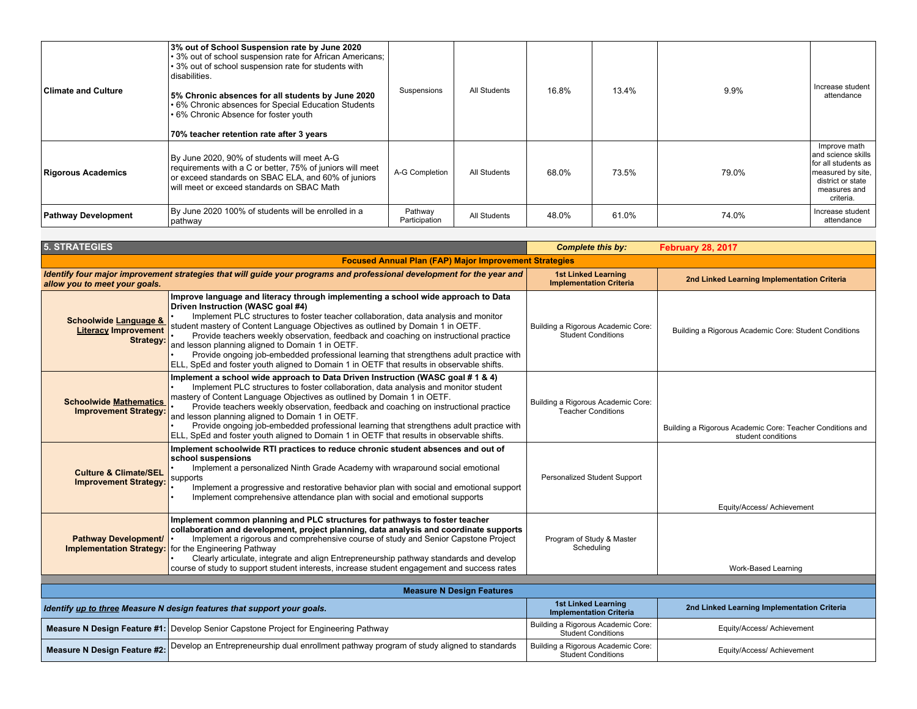| | | | | | | | |
|---|---|---|---|---|---|---|---|
| **Climate and Culture** | **3% out of School Suspension rate by June 2020**<br>• 3% out of school suspension rate for African Americans;<br>• 3% out of school suspension rate for students with disabilities.<br><br>**5% Chronic absences for all students by June 2020**<br>• 6% Chronic absences for Special Education Students<br>• 6% Chronic Absence for foster youth<br><br>**70% teacher retention rate after 3 years** | Suspensions | All Students | 16.8% | 13.4% | 9.9% | Increase student attendance |
| **Rigorous Academics** | By June 2020, 90% of students will meet A-G requirements with a C or better, 75% of juniors will meet or exceed standards on SBAC ELA, and 60% of juniors will meet or exceed standards on SBAC Math | A-G Completion | All Students | 68.0% | 73.5% | 79.0% | Improve math and science skills for all students as measured by site, district or state measures and criteria. |
| **Pathway Development** | By June 2020 100% of students will be enrolled in a pathway | Pathway Participation | All Students | 48.0% | 61.0% | 74.0% | Increase student attendance |

## 5. STRATEGIES

*Complete this by:* **February 28, 2017**

**Focused Annual Plan (FAP) Major Improvement Strategies**

| *Identify four major improvement strategies that will guide your programs and professional development for the year and allow you to meet your goals.* | | **1st Linked Learning Implementation Criteria** | **2nd Linked Learning Implementation Criteria** |
|---|---|---|---|
| **Schoolwide Language & Literacy Improvement Strategy:** | **Improve language and literacy through implementing a school wide approach to Data Driven Instruction (WASC goal #4)**<br>• Implement PLC structures to foster teacher collaboration, data analysis and monitor student mastery of Content Language Objectives as outlined by Domain 1 in OETF.<br>• Provide teachers weekly observation, feedback and coaching on instructional practice and lesson planning aligned to Domain 1 in OETF.<br>• Provide ongoing job-embedded professional learning that strengthens adult practice with ELL, SpEd and foster youth aligned to Domain 1 in OETF that results in observable shifts. | Building a Rigorous Academic Core: Student Conditions | Building a Rigorous Academic Core: Student Conditions |
| **Schoolwide Mathematics Improvement Strategy:** | **Implement a school wide approach to Data Driven Instruction (WASC goal # 1 & 4)**<br>• Implement PLC structures to foster collaboration, data analysis and monitor student mastery of Content Language Objectives as outlined by Domain 1 in OETF.<br>• Provide teachers weekly observation, feedback and coaching on instructional practice and lesson planning aligned to Domain 1 in OETF.<br>• Provide ongoing job-embedded professional learning that strengthens adult practice with ELL, SpEd and foster youth aligned to Domain 1 in OETF that results in observable shifts. | Building a Rigorous Academic Core: Teacher Conditions | Building a Rigorous Academic Core: Teacher Conditions and student conditions |
| **Culture & Climate/SEL Improvement Strategy:** | **Implement schoolwide RTI practices to reduce chronic student absences and out of school suspensions**<br>• Implement a personalized Ninth Grade Academy with wraparound social emotional supports<br>• Implement a progressive and restorative behavior plan with social and emotional support<br>• Implement comprehensive attendance plan with social and emotional supports | Personalized Student Support | Equity/Access/ Achievement |
| **Pathway Development/ Implementation Strategy:** | **Implement common planning and PLC structures for pathways to foster teacher collaboration and development, project planning, data analysis and coordinate supports**<br>• Implement a rigorous and comprehensive course of study and Senior Capstone Project for the Engineering Pathway<br>• Clearly articulate, integrate and align Entrepreneurship pathway standards and develop course of study to support student interests, increase student engagement and success rates | Program of Study & Master Scheduling | Work-Based Learning |

**Measure N Design Features**

| *Identify up to three Measure N design features that support your goals.* | | **1st Linked Learning Implementation Criteria** | **2nd Linked Learning Implementation Criteria** |
|---|---|---|---|
| **Measure N Design Feature #1:** | Develop Senior Capstone Project for Engineering Pathway | Building a Rigorous Academic Core: Student Conditions | Equity/Access/ Achievement |
| **Measure N Design Feature #2:** | Develop an Entrepreneurship dual enrollment pathway program of study aligned to standards | Building a Rigorous Academic Core: Student Conditions | Equity/Access/ Achievement |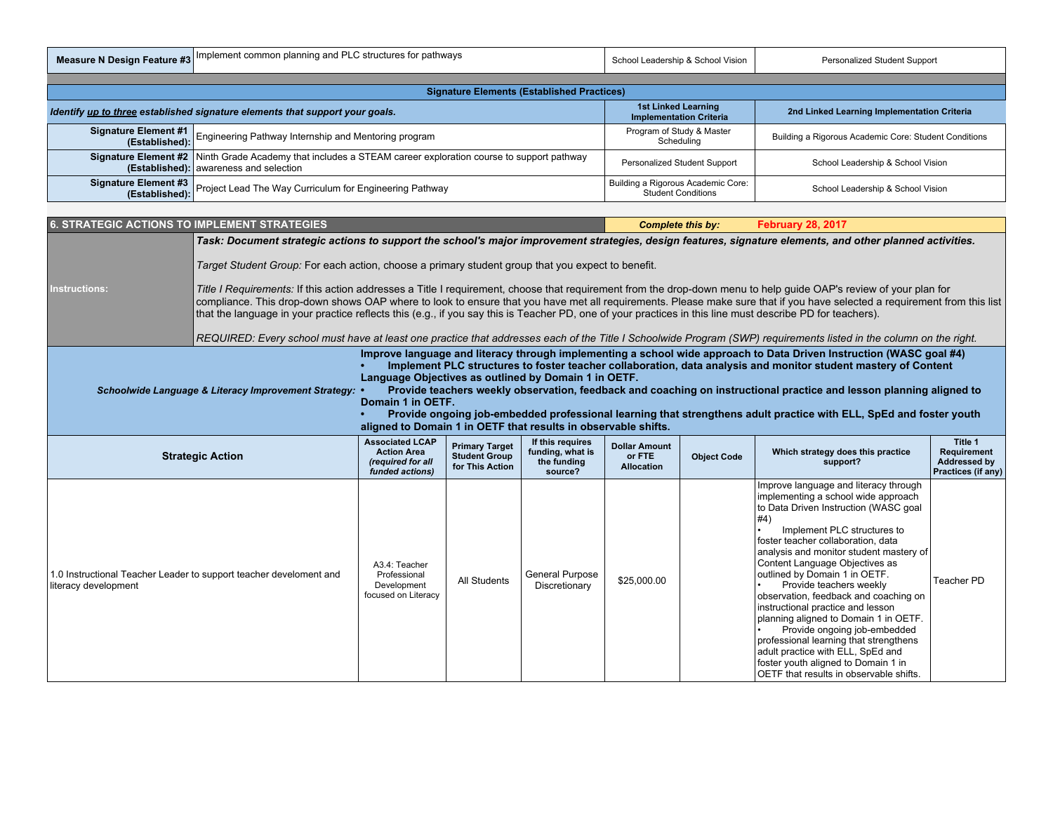| | | | |
|---|---|---|---|
| **Measure N Design Feature #3** | Implement common planning and PLC structures for pathways | School Leadership & School Vision | Personalized Student Support |

| **Signature Elements (Established Practices)** | | | |
|---|---|---|---|
| ***Identify up to three established signature elements that support your goals.*** | | **1st Linked Learning Implementation Criteria** | **2nd Linked Learning Implementation Criteria** |
| **Signature Element #1 (Established):** | Engineering Pathway Internship and Mentoring program | Program of Study & Master Scheduling | Building a Rigorous Academic Core: Student Conditions |
| **Signature Element #2 (Established):** | Ninth Grade Academy that includes a STEAM career exploration course to support pathway awareness and selection | Personalized Student Support | School Leadership & School Vision |
| **Signature Element #3 (Established):** | Project Lead The Way Curriculum for Engineering Pathway | Building a Rigorous Academic Core: Student Conditions | School Leadership & School Vision |

## 6. STRATEGIC ACTIONS TO IMPLEMENT STRATEGIES

***Complete this by:*** **February 28, 2017**

**Instructions:**

***Task: Document strategic actions to support the school's major improvement strategies, design features, signature elements, and other planned activities.***

*Target Student Group:* For each action, choose a primary student group that you expect to benefit.

*Title I Requirements:* If this action addresses a Title I requirement, choose that requirement from the drop-down menu to help guide OAP's review of your plan for compliance. This drop-down shows OAP where to look to ensure that you have met all requirements. Please make sure that if you have selected a requirement from this list that the language in your practice reflects this (e.g., if you say this is Teacher PD, one of your practices in this line must describe PD for teachers).

*REQUIRED: Every school must have at least one practice that addresses each of the Title I Schoolwide Program (SWP) requirements listed in the column on the right.*

***Schoolwide Language & Literacy Improvement Strategy:***

**Improve language and literacy through implementing a school wide approach to Data Driven Instruction (WASC goal #4)**
- **Implement PLC structures to foster teacher collaboration, data analysis and monitor student mastery of Content Language Objectives as outlined by Domain 1 in OETF.**
- **Provide teachers weekly observation, feedback and coaching on instructional practice and lesson planning aligned to Domain 1 in OETF.**
- **Provide ongoing job-embedded professional learning that strengthens adult practice with ELL, SpEd and foster youth aligned to Domain 1 in OETF that results in observable shifts.**

| Strategic Action | Associated LCAP Action Area *(required for all funded actions)* | Primary Target Student Group for This Action | If this requires funding, what is the funding source? | Dollar Amount or FTE Allocation | Object Code | Which strategy does this practice support? | Title 1 Requirement Addressed by Practices (if any) |
|---|---|---|---|---|---|---|---|
| 1.0 Instructional Teacher Leader to support teacher develoment and literacy development | A3.4: Teacher Professional Development focused on Literacy | All Students | General Purpose Discretionary | $25,000.00 | | Improve language and literacy through implementing a school wide approach to Data Driven Instruction (WASC goal #4) • Implement PLC structures to foster teacher collaboration, data analysis and monitor student mastery of Content Language Objectives as outlined by Domain 1 in OETF. • Provide teachers weekly observation, feedback and coaching on instructional practice and lesson planning aligned to Domain 1 in OETF. • Provide ongoing job-embedded professional learning that strengthens adult practice with ELL, SpEd and foster youth aligned to Domain 1 in OETF that results in observable shifts. | Teacher PD |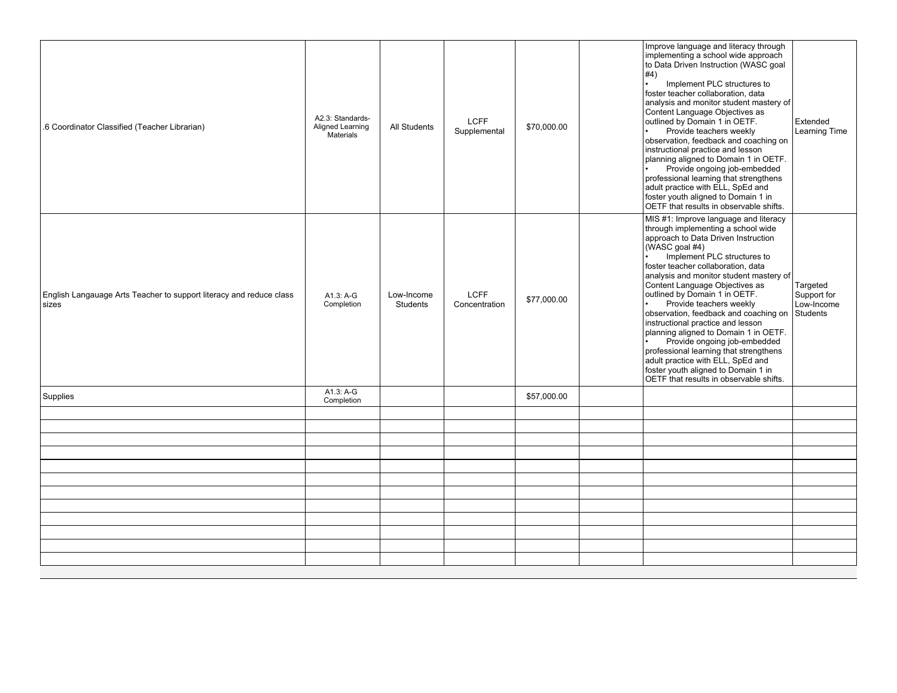| | | | | | | | |
|---|---|---|---|---|---|---|---|
| .6 Coordinator Classified (Teacher Librarian) | A2.3: Standards-Aligned Learning Materials | All Students | LCFF Supplemental | $70,000.00 | | Improve language and literacy through implementing a school wide approach to Data Driven Instruction (WASC goal #4)<br>• Implement PLC structures to foster teacher collaboration, data analysis and monitor student mastery of Content Language Objectives as outlined by Domain 1 in OETF.<br>• Provide teachers weekly observation, feedback and coaching on instructional practice and lesson planning aligned to Domain 1 in OETF.<br>• Provide ongoing job-embedded professional learning that strengthens adult practice with ELL, SpEd and foster youth aligned to Domain 1 in OETF that results in observable shifts. | Extended Learning Time |
| English Langauage Arts Teacher to support literacy and reduce class sizes | A1.3: A-G Completion | Low-Income Students | LCFF Concentration | $77,000.00 | | MIS #1: Improve language and literacy through implementing a school wide approach to Data Driven Instruction (WASC goal #4)<br>• Implement PLC structures to foster teacher collaboration, data analysis and monitor student mastery of Content Language Objectives as outlined by Domain 1 in OETF.<br>• Provide teachers weekly observation, feedback and coaching on instructional practice and lesson planning aligned to Domain 1 in OETF.<br>• Provide ongoing job-embedded professional learning that strengthens adult practice with ELL, SpEd and foster youth aligned to Domain 1 in OETF that results in observable shifts. | Targeted Support for Low-Income Students |
| Supplies | A1.3: A-G Completion | | | $57,000.00 | | | |
| | | | | | | | |
| | | | | | | | |
| | | | | | | | |
| | | | | | | | |
| | | | | | | | |
| | | | | | | | |
| | | | | | | | |
| | | | | | | | |
| | | | | | | | |
| | | | | | | | |
| | | | | | | | |
| | | | | | | | |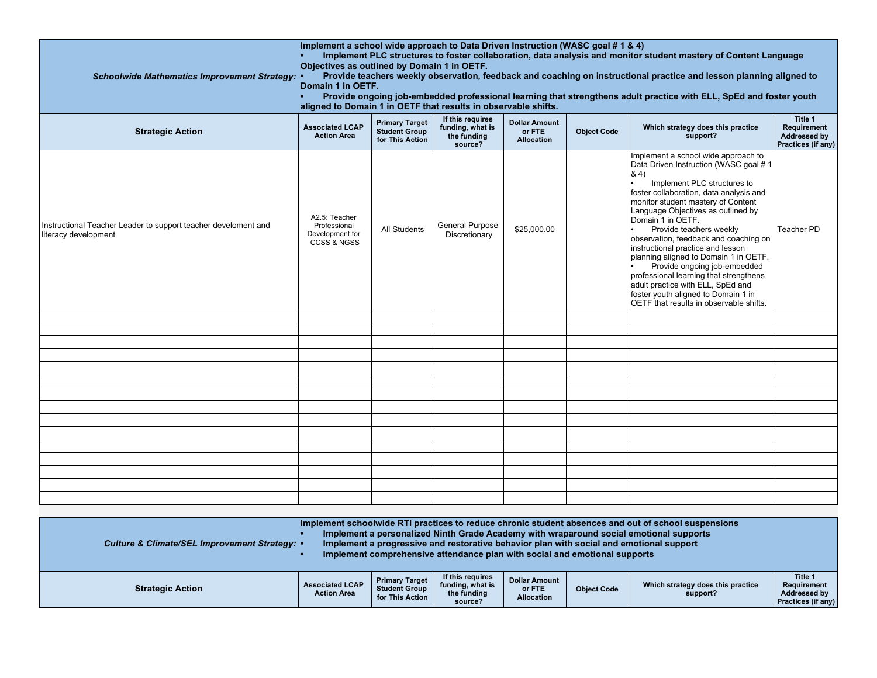| Schoolwide Mathematics Improvement Strategy: | Implement a school wide approach to Data Driven Instruction (WASC goal # 1 & 4)<br>• Implement PLC structures to foster collaboration, data analysis and monitor student mastery of Content Language Objectives as outlined by Domain 1 in OETF.<br>• Provide teachers weekly observation, feedback and coaching on instructional practice and lesson planning aligned to Domain 1 in OETF.<br>• Provide ongoing job-embedded professional learning that strengthens adult practice with ELL, SpEd and foster youth aligned to Domain 1 in OETF that results in observable shifts. | | | | | | |
|---|---|---|---|---|---|---|---|
| **Strategic Action** | **Associated LCAP Action Area** | **Primary Target Student Group for This Action** | **If this requires funding, what is the funding source?** | **Dollar Amount or FTE Allocation** | **Object Code** | **Which strategy does this practice support?** | **Title 1 Requirement Addressed by Practices (if any)** |
| Instructional Teacher Leader to support teacher develoment and literacy development | A2.5: Teacher Professional Development for CCSS & NGSS | All Students | General Purpose Discretionary | $25,000.00 | | Implement a school wide approach to Data Driven Instruction (WASC goal # 1 & 4)<br>• Implement PLC structures to foster collaboration, data analysis and monitor student mastery of Content Language Objectives as outlined by Domain 1 in OETF.<br>• Provide teachers weekly observation, feedback and coaching on instructional practice and lesson planning aligned to Domain 1 in OETF.<br>• Provide ongoing job-embedded professional learning that strengthens adult practice with ELL, SpEd and foster youth aligned to Domain 1 in OETF that results in observable shifts. | Teacher PD |
| | | | | | | | |
| | | | | | | | |
| | | | | | | | |
| | | | | | | | |
| | | | | | | | |
| | | | | | | | |
| | | | | | | | |
| | | | | | | | |
| | | | | | | | |
| | | | | | | | |
| | | | | | | | |
| | | | | | | | |
| | | | | | | | |
| | | | | | | | |
| | | | | | | | |

| Culture & Climate/SEL Improvement Strategy: | Implement schoolwide RTI practices to reduce chronic student absences and out of school suspensions<br>• Implement a personalized Ninth Grade Academy with wraparound social emotional supports<br>• Implement a progressive and restorative behavior plan with social and emotional support<br>• Implement comprehensive attendance plan with social and emotional supports | | | | | | |
|---|---|---|---|---|---|---|---|
| **Strategic Action** | **Associated LCAP Action Area** | **Primary Target Student Group for This Action** | **If this requires funding, what is the funding source?** | **Dollar Amount or FTE Allocation** | **Object Code** | **Which strategy does this practice support?** | **Title 1 Requirement Addressed by Practices (if any)** |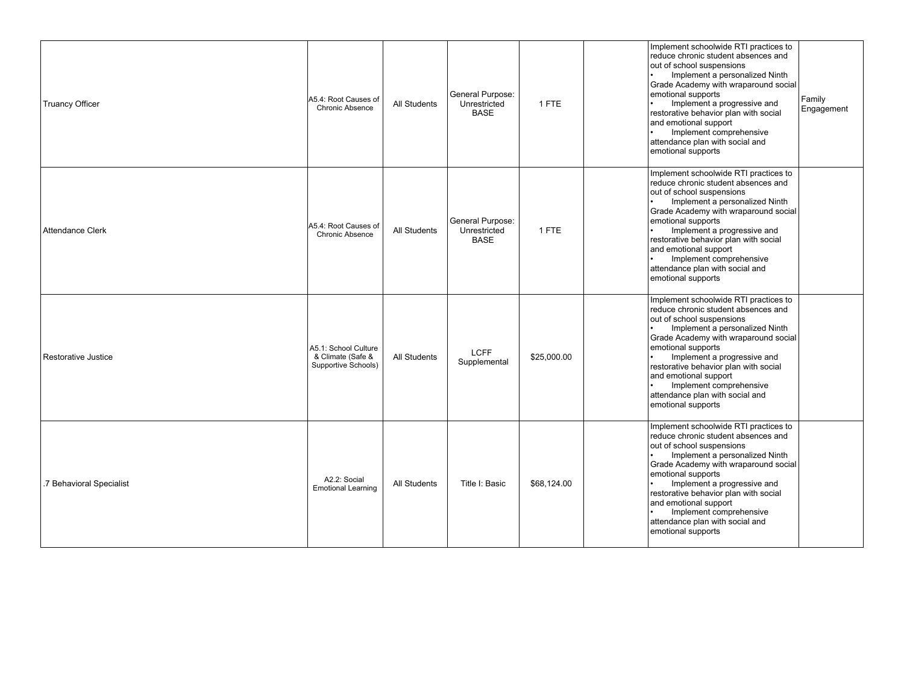| | | | | | | | |
|---|---|---|---|---|---|---|---|
| Truancy Officer | A5.4: Root Causes of Chronic Absence | All Students | General Purpose: Unrestricted BASE | 1 FTE | | Implement schoolwide RTI practices to reduce chronic student absences and out of school suspensions<br>• Implement a personalized Ninth Grade Academy with wraparound social emotional supports<br>• Implement a progressive and restorative behavior plan with social and emotional support<br>• Implement comprehensive attendance plan with social and emotional supports | Family Engagement |
| Attendance Clerk | A5.4: Root Causes of Chronic Absence | All Students | General Purpose: Unrestricted BASE | 1 FTE | | Implement schoolwide RTI practices to reduce chronic student absences and out of school suspensions<br>• Implement a personalized Ninth Grade Academy with wraparound social emotional supports<br>• Implement a progressive and restorative behavior plan with social and emotional support<br>• Implement comprehensive attendance plan with social and emotional supports | |
| Restorative Justice | A5.1: School Culture & Climate (Safe & Supportive Schools) | All Students | LCFF Supplemental | $25,000.00 | | Implement schoolwide RTI practices to reduce chronic student absences and out of school suspensions<br>• Implement a personalized Ninth Grade Academy with wraparound social emotional supports<br>• Implement a progressive and restorative behavior plan with social and emotional support<br>• Implement comprehensive attendance plan with social and emotional supports | |
| .7 Behavioral Specialist | A2.2: Social Emotional Learning | All Students | Title I: Basic | $68,124.00 | | Implement schoolwide RTI practices to reduce chronic student absences and out of school suspensions<br>• Implement a personalized Ninth Grade Academy with wraparound social emotional supports<br>• Implement a progressive and restorative behavior plan with social and emotional support<br>• Implement comprehensive attendance plan with social and emotional supports | |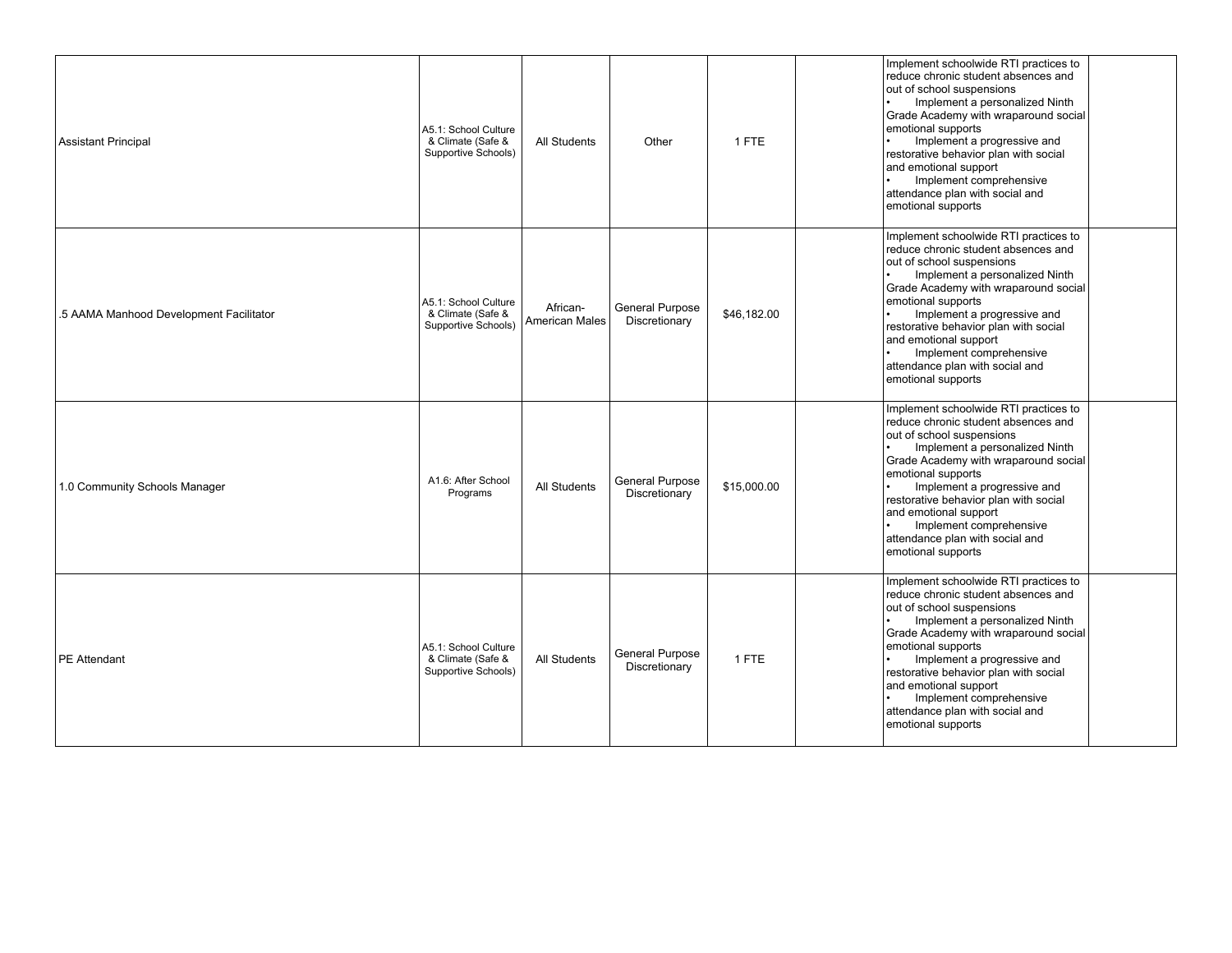| | | | | | | | |
|---|---|---|---|---|---|---|---|
| Assistant Principal | A5.1: School Culture & Climate (Safe & Supportive Schools) | All Students | Other | 1 FTE | | Implement schoolwide RTI practices to reduce chronic student absences and out of school suspensions<br>• Implement a personalized Ninth Grade Academy with wraparound social emotional supports<br>• Implement a progressive and restorative behavior plan with social and emotional support<br>• Implement comprehensive attendance plan with social and emotional supports | |
| .5 AAMA Manhood Development Facilitator | A5.1: School Culture & Climate (Safe & Supportive Schools) | African-American Males | General Purpose Discretionary | $46,182.00 | | Implement schoolwide RTI practices to reduce chronic student absences and out of school suspensions<br>• Implement a personalized Ninth Grade Academy with wraparound social emotional supports<br>• Implement a progressive and restorative behavior plan with social and emotional support<br>• Implement comprehensive attendance plan with social and emotional supports | |
| 1.0 Community Schools Manager | A1.6: After School Programs | All Students | General Purpose Discretionary | $15,000.00 | | Implement schoolwide RTI practices to reduce chronic student absences and out of school suspensions<br>• Implement a personalized Ninth Grade Academy with wraparound social emotional supports<br>• Implement a progressive and restorative behavior plan with social and emotional support<br>• Implement comprehensive attendance plan with social and emotional supports | |
| PE Attendant | A5.1: School Culture & Climate (Safe & Supportive Schools) | All Students | General Purpose Discretionary | 1 FTE | | Implement schoolwide RTI practices to reduce chronic student absences and out of school suspensions<br>• Implement a personalized Ninth Grade Academy with wraparound social emotional supports<br>• Implement a progressive and restorative behavior plan with social and emotional support<br>• Implement comprehensive attendance plan with social and emotional supports | |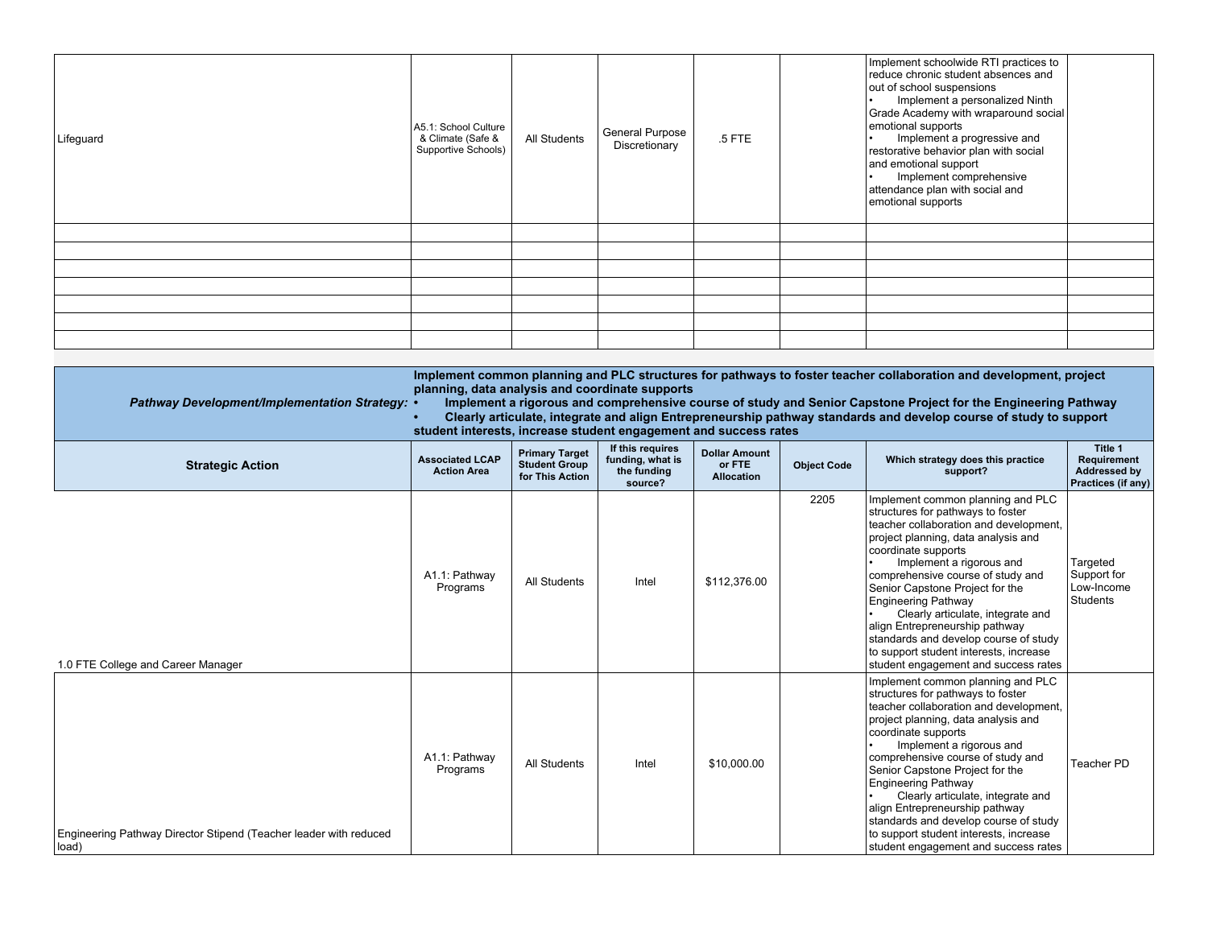| | | | | | | | |
|---|---|---|---|---|---|---|---|
| Lifeguard | A5.1: School Culture & Climate (Safe & Supportive Schools) | All Students | General Purpose Discretionary | .5 FTE | | Implement schoolwide RTI practices to reduce chronic student absences and out of school suspensions<br>• Implement a personalized Ninth Grade Academy with wraparound social emotional supports<br>• Implement a progressive and restorative behavior plan with social and emotional support<br>• Implement comprehensive attendance plan with social and emotional supports | |
| | | | | | | | |
| | | | | | | | |
| | | | | | | | |
| | | | | | | | |
| | | | | | | | |
| | | | | | | | |
| | | | | | | | |

| *Pathway Development/Implementation Strategy:* | Implement common planning and PLC structures for pathways to foster teacher collaboration and development, project planning, data analysis and coordinate supports<br>• Implement a rigorous and comprehensive course of study and Senior Capstone Project for the Engineering Pathway<br>• Clearly articulate, integrate and align Entrepreneurship pathway standards and develop course of study to support student interests, increase student engagement and success rates | | | | | | |
|---|---|---|---|---|---|---|---|
| **Strategic Action** | **Associated LCAP Action Area** | **Primary Target Student Group for This Action** | **If this requires funding, what is the funding source?** | **Dollar Amount or FTE Allocation** | **Object Code** | **Which strategy does this practice support?** | **Title 1 Requirement Addressed by Practices (if any)** |
| 1.0 FTE College and Career Manager | A1.1: Pathway Programs | All Students | Intel | $112,376.00 | 2205 | Implement common planning and PLC structures for pathways to foster teacher collaboration and development, project planning, data analysis and coordinate supports<br>• Implement a rigorous and comprehensive course of study and Senior Capstone Project for the Engineering Pathway<br>• Clearly articulate, integrate and align Entrepreneurship pathway standards and develop course of study to support student interests, increase student engagement and success rates | Targeted Support for Low-Income Students |
| Engineering Pathway Director Stipend (Teacher leader with reduced load) | A1.1: Pathway Programs | All Students | Intel | $10,000.00 | | Implement common planning and PLC structures for pathways to foster teacher collaboration and development, project planning, data analysis and coordinate supports<br>• Implement a rigorous and comprehensive course of study and Senior Capstone Project for the Engineering Pathway<br>• Clearly articulate, integrate and align Entrepreneurship pathway standards and develop course of study to support student interests, increase student engagement and success rates | Teacher PD |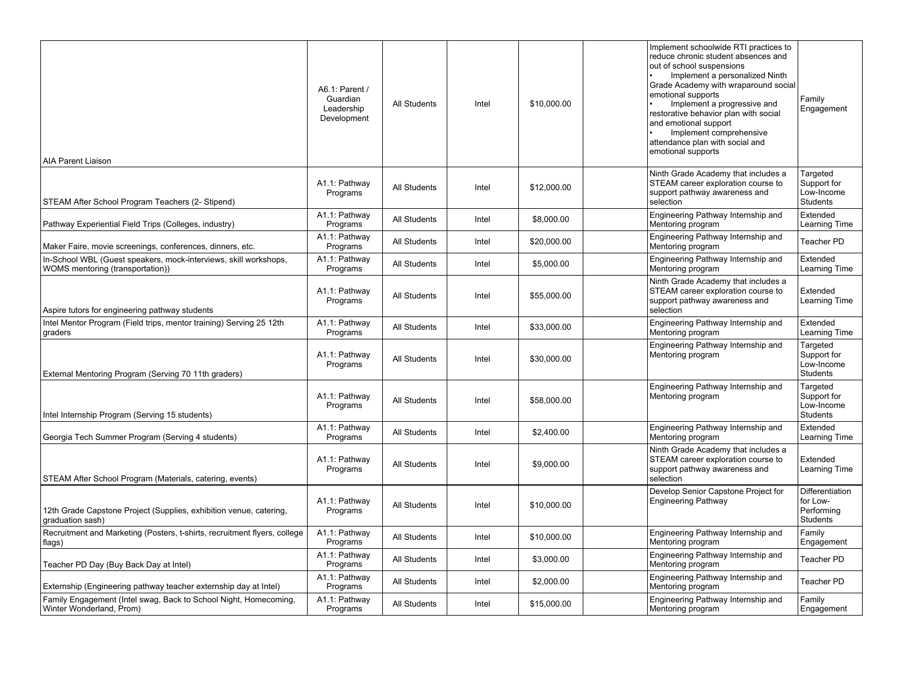| | | | | | | | |
|---|---|---|---|---|---|---|---|
| AIA Parent Liaison | A6.1: Parent / Guardian Leadership Development | All Students | Intel | $10,000.00 | | Implement schoolwide RTI practices to reduce chronic student absences and out of school suspensions<br>• Implement a personalized Ninth Grade Academy with wraparound social emotional supports<br>• Implement a progressive and restorative behavior plan with social and emotional support<br>• Implement comprehensive attendance plan with social and emotional supports | Family Engagement |
| STEAM After School Program Teachers (2- Stipend) | A1.1: Pathway Programs | All Students | Intel | $12,000.00 | | Ninth Grade Academy that includes a STEAM career exploration course to support pathway awareness and selection | Targeted Support for Low-Income Students |
| Pathway Experiential Field Trips (Colleges, industry) | A1.1: Pathway Programs | All Students | Intel | $8,000.00 | | Engineering Pathway Internship and Mentoring program | Extended Learning Time |
| Maker Faire, movie screenings, conferences, dinners, etc. | A1.1: Pathway Programs | All Students | Intel | $20,000.00 | | Engineering Pathway Internship and Mentoring program | Teacher PD |
| In-School WBL (Guest speakers, mock-interviews, skill workshops, WOMS mentoring (transportation)) | A1.1: Pathway Programs | All Students | Intel | $5,000.00 | | Engineering Pathway Internship and Mentoring program | Extended Learning Time |
| Aspire tutors for engineering pathway students | A1.1: Pathway Programs | All Students | Intel | $55,000.00 | | Ninth Grade Academy that includes a STEAM career exploration course to support pathway awareness and selection | Extended Learning Time |
| Intel Mentor Program (Field trips, mentor training) Serving 25 12th graders | A1.1: Pathway Programs | All Students | Intel | $33,000.00 | | Engineering Pathway Internship and Mentoring program | Extended Learning Time |
| External Mentoring Program (Serving 70 11th graders) | A1.1: Pathway Programs | All Students | Intel | $30,000.00 | | Engineering Pathway Internship and Mentoring program | Targeted Support for Low-Income Students |
| Intel Internship Program (Serving 15 students) | A1.1: Pathway Programs | All Students | Intel | $58,000.00 | | Engineering Pathway Internship and Mentoring program | Targeted Support for Low-Income Students |
| Georgia Tech Summer Program (Serving 4 students) | A1.1: Pathway Programs | All Students | Intel | $2,400.00 | | Engineering Pathway Internship and Mentoring program | Extended Learning Time |
| STEAM After School Program (Materials, catering, events) | A1.1: Pathway Programs | All Students | Intel | $9,000.00 | | Ninth Grade Academy that includes a STEAM career exploration course to support pathway awareness and selection | Extended Learning Time |
| 12th Grade Capstone Project (Supplies, exhibition venue, catering, graduation sash) | A1.1: Pathway Programs | All Students | Intel | $10,000.00 | | Develop Senior Capstone Project for Engineering Pathway | Differentiation for Low-Performing Students |
| Recruitment and Marketing (Posters, t-shirts, recruitment flyers, college flags) | A1.1: Pathway Programs | All Students | Intel | $10,000.00 | | Engineering Pathway Internship and Mentoring program | Family Engagement |
| Teacher PD Day (Buy Back Day at Intel) | A1.1: Pathway Programs | All Students | Intel | $3,000.00 | | Engineering Pathway Internship and Mentoring program | Teacher PD |
| Externship (Engineering pathway teacher externship day at Intel) | A1.1: Pathway Programs | All Students | Intel | $2,000.00 | | Engineering Pathway Internship and Mentoring program | Teacher PD |
| Family Engagement (Intel swag, Back to School Night, Homecoming, Winter Wonderland, Prom) | A1.1: Pathway Programs | All Students | Intel | $15,000.00 | | Engineering Pathway Internship and Mentoring program | Family Engagement |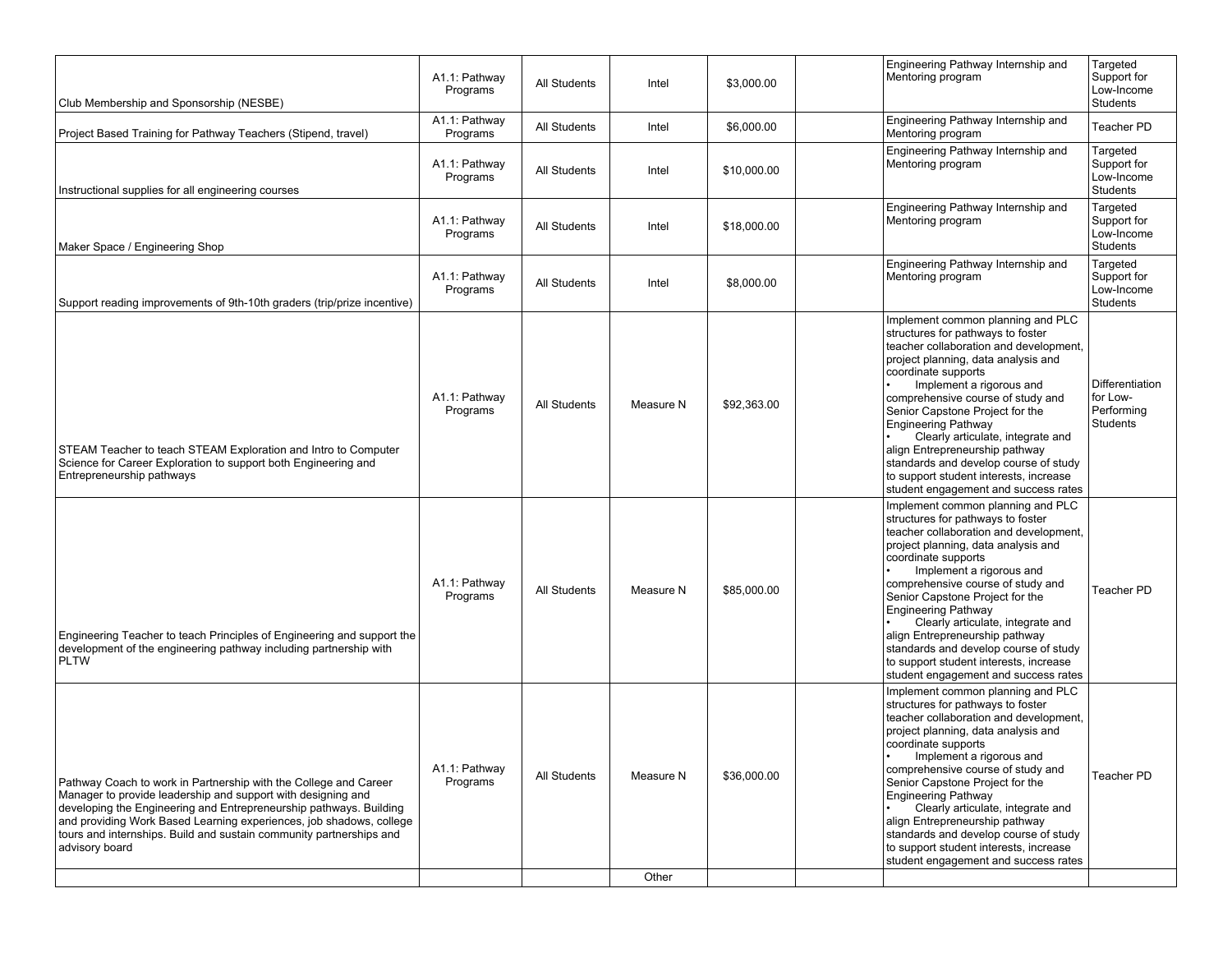| | | | | | | | |
|---|---|---|---|---|---|---|---|
| Club Membership and Sponsorship (NESBE) | A1.1: Pathway Programs | All Students | Intel | $3,000.00 | | Engineering Pathway Internship and Mentoring program | Targeted Support for Low-Income Students |
| Project Based Training for Pathway Teachers (Stipend, travel) | A1.1: Pathway Programs | All Students | Intel | $6,000.00 | | Engineering Pathway Internship and Mentoring program | Teacher PD |
| Instructional supplies for all engineering courses | A1.1: Pathway Programs | All Students | Intel | $10,000.00 | | Engineering Pathway Internship and Mentoring program | Targeted Support for Low-Income Students |
| Maker Space / Engineering Shop | A1.1: Pathway Programs | All Students | Intel | $18,000.00 | | Engineering Pathway Internship and Mentoring program | Targeted Support for Low-Income Students |
| Support reading improvements of 9th-10th graders (trip/prize incentive) | A1.1: Pathway Programs | All Students | Intel | $8,000.00 | | Engineering Pathway Internship and Mentoring program | Targeted Support for Low-Income Students |
| STEAM Teacher to teach STEAM Exploration and Intro to Computer Science for Career Exploration to support both Engineering and Entrepreneurship pathways | A1.1: Pathway Programs | All Students | Measure N | $92,363.00 | | Implement common planning and PLC structures for pathways to foster teacher collaboration and development, project planning, data analysis and coordinate supports<br>• Implement a rigorous and comprehensive course of study and Senior Capstone Project for the Engineering Pathway<br>• Clearly articulate, integrate and align Entrepreneurship pathway standards and develop course of study to support student interests, increase student engagement and success rates | Differentiation for Low-Performing Students |
| Engineering Teacher to teach Principles of Engineering and support the development of the engineering pathway including partnership with PLTW | A1.1: Pathway Programs | All Students | Measure N | $85,000.00 | | Implement common planning and PLC structures for pathways to foster teacher collaboration and development, project planning, data analysis and coordinate supports<br>• Implement a rigorous and comprehensive course of study and Senior Capstone Project for the Engineering Pathway<br>• Clearly articulate, integrate and align Entrepreneurship pathway standards and develop course of study to support student interests, increase student engagement and success rates | Teacher PD |
| Pathway Coach to work in Partnership with the College and Career Manager to provide leadership and support with designing and developing the Engineering and Entrepreneurship pathways. Building and providing Work Based Learning experiences, job shadows, college tours and internships. Build and sustain community partnerships and advisory board | A1.1: Pathway Programs | All Students | Measure N | $36,000.00 | | Implement common planning and PLC structures for pathways to foster teacher collaboration and development, project planning, data analysis and coordinate supports<br>• Implement a rigorous and comprehensive course of study and Senior Capstone Project for the Engineering Pathway<br>• Clearly articulate, integrate and align Entrepreneurship pathway standards and develop course of study to support student interests, increase student engagement and success rates | Teacher PD |
| | | | Other | | | | |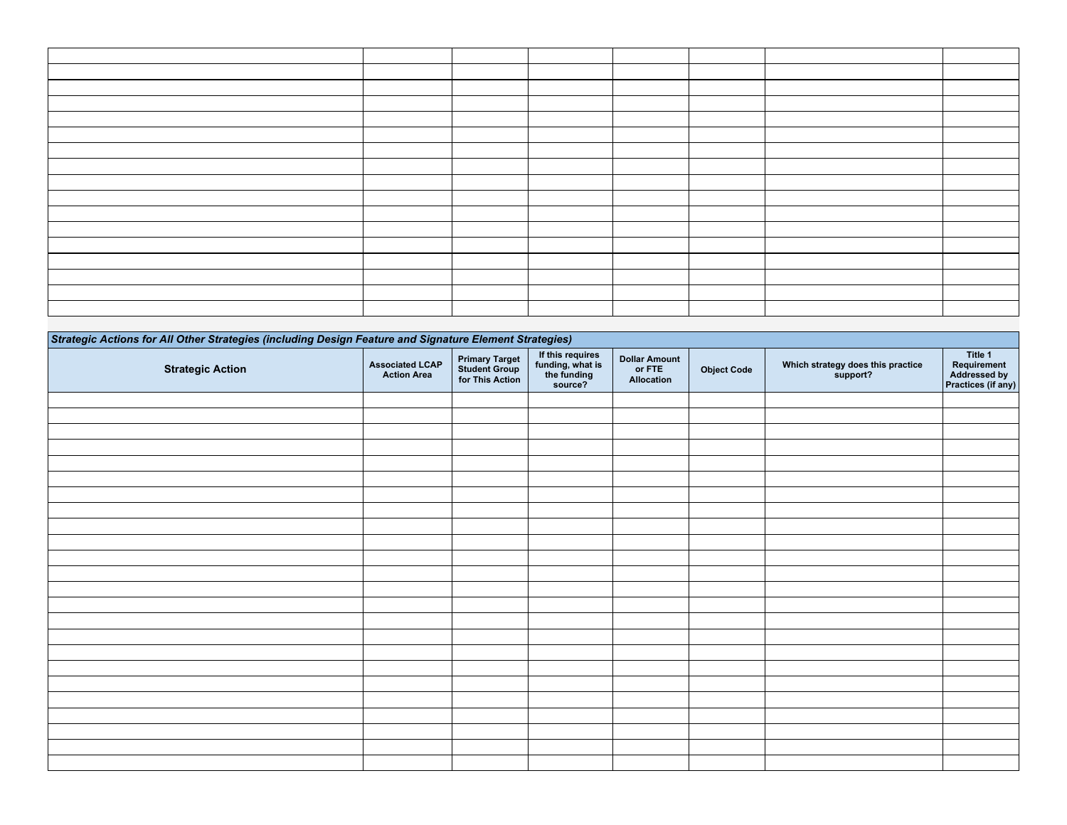| | | | | | | | |
|---|---|---|---|---|---|---|---|
| | | | | | | | |
| | | | | | | | |
| | | | | | | | |
| | | | | | | | |
| | | | | | | | |
| | | | | | | | |
| | | | | | | | |
| | | | | | | | |
| | | | | | | | |
| | | | | | | | |
| | | | | | | | |
| | | | | | | | |
| | | | | | | | |
| | | | | | | | |
| | | | | | | | |
| | | | | | | | |
| | | | | | | | |

| *Strategic Actions for All Other Strategies (including Design Feature and Signature Element Strategies)* | | | | | | | |
|---|---|---|---|---|---|---|---|
| **Strategic Action** | **Associated LCAP Action Area** | **Primary Target Student Group for This Action** | **If this requires funding, what is the funding source?** | **Dollar Amount or FTE Allocation** | **Object Code** | **Which strategy does this practice support?** | **Title 1 Requirement Addressed by Practices (if any)** |
| | | | | | | | |
| | | | | | | | |
| | | | | | | | |
| | | | | | | | |
| | | | | | | | |
| | | | | | | | |
| | | | | | | | |
| | | | | | | | |
| | | | | | | | |
| | | | | | | | |
| | | | | | | | |
| | | | | | | | |
| | | | | | | | |
| | | | | | | | |
| | | | | | | | |
| | | | | | | | |
| | | | | | | | |
| | | | | | | | |
| | | | | | | | |
| | | | | | | | |
| | | | | | | | |
| | | | | | | | |
| | | | | | | | |
| | | | | | | | |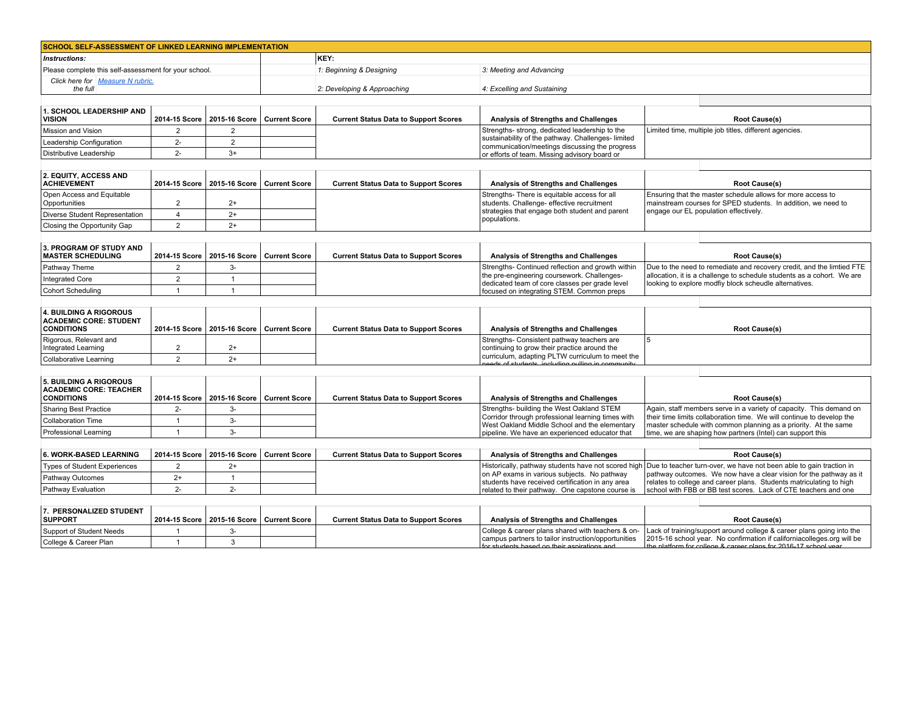| SCHOLOOL SELF-ASSESSMENT OF LINKED LEARNING IMPLEMENTATION | | | | | | |
|---|---|---|---|---|---|---|
| ***Instructions:*** | | | **KEY:** | | | |
| Please complete this self-assessment for your school. | | | *1: Beginning & Designing* | *3: Meeting and Advancing* | | |
| Click here for the full [Measure N rubric.](#) | | | *2: Developing & Approaching* | *4: Excelling and Sustaining* | | |

| **1. SCHOOL LEADERSHIP AND VISION** | **2014-15 Score** | **2015-16 Score** | **Current Score** | **Current Status Data to Support Scores** | **Analysis of Strengths and Challenges** | **Root Cause(s)** |
|---|---|---|---|---|---|---|
| Mission and Vision | 2 | 2 | | | Strengths- strong, dedicated leadership to the sustainability of the pathway. Challenges- limited communication/meetings discussing the progress or efforts of team. Missing advisory board or | Limited time, multiple job titles, different agencies. |
| Leadership Configuration | 2- | 2 | | | | |
| Distributive Leadership | 2- | 3+ | | | | |

| **2. EQUITY, ACCESS AND ACHIEVEMENT** | **2014-15 Score** | **2015-16 Score** | **Current Score** | **Current Status Data to Support Scores** | **Analysis of Strengths and Challenges** | **Root Cause(s)** |
|---|---|---|---|---|---|---|
| Open Access and Equitable Opportunities | 2 | 2+ | | | Strengths- There is equitable access for all students. Challenge- effective recruitment strategies that engage both student and parent populations. | Ensuring that the master schedule allows for more access to mainstream courses for SPED students. In addition, we need to engage our EL population effectively. |
| Diverse Student Representation | 4 | 2+ | | | | |
| Closing the Opportunity Gap | 2 | 2+ | | | | |

| **3. PROGRAM OF STUDY AND MASTER SCHEDULING** | **2014-15 Score** | **2015-16 Score** | **Current Score** | **Current Status Data to Support Scores** | **Analysis of Strengths and Challenges** | **Root Cause(s)** |
|---|---|---|---|---|---|---|
| Pathway Theme | 2 | 3- | | | Strengths- Continued reflection and growth within the pre-engineering coursework. Challenges- dedicated team of core classes per grade level focused on integrating STEM. Common preps | Due to the need to remediate and recovery credit, and the limtied FTE allocation, it is a challenge to schedule students as a cohort. We are looking to explore modfiy block scheudle alternatives. |
| Integrated Core | 2 | 1 | | | | |
| Cohort Scheduling | 1 | 1 | | | | |

| **4. BUILDING A RIGOROUS ACADEMIC CORE: STUDENT CONDITIONS** | **2014-15 Score** | **2015-16 Score** | **Current Score** | **Current Status Data to Support Scores** | **Analysis of Strengths and Challenges** | **Root Cause(s)** |
|---|---|---|---|---|---|---|
| Rigorous, Relevant and Integrated Learning | 2 | 2+ | | | Strengths- Consistent pathway teachers are continuing to grow their practice around the curriculum, adapting PLTW curriculum to meet the needs of students, including pulling in community | 5 |
| Collaborative Learning | 2 | 2+ | | | | |

| **5. BUILDING A RIGOROUS ACADEMIC CORE: TEACHER CONDITIONS** | **2014-15 Score** | **2015-16 Score** | **Current Score** | **Current Status Data to Support Scores** | **Analysis of Strengths and Challenges** | **Root Cause(s)** |
|---|---|---|---|---|---|---|
| Sharing Best Practice | 2- | 3- | | | Strengths- building the West Oakland STEM Corridor through professional learning times with West Oakland Middle School and the elementary pipeline. We have an experienced educator that | Again, staff members serve in a variety of capacity. This demand on their time limits collaboration time. We will continue to develop the master schedule with common planning as a priority. At the same time, we are shaping how partners (Intel) can support this |
| Collaboration Time | 1 | 3- | | | | |
| Professional Learning | 1 | 3- | | | | |

| **6. WORK-BASED LEARNING** | **2014-15 Score** | **2015-16 Score** | **Current Score** | **Current Status Data to Support Scores** | **Analysis of Strengths and Challenges** | **Root Cause(s)** |
|---|---|---|---|---|---|---|
| Types of Student Experiences | 2 | 2+ | | | Historically, pathway students have not scored high on AP exams in various subjects. No pathway students have received certification in any area related to their pathway. One capstone course is | Due to teacher turn-over, we have not been able to gain traction in pathway outcomes. We now have a clear vision for the pathway as it relates to college and career plans. Students matriculating to high school with FBB or BB test scores. Lack of CTE teachers and one |
| Pathway Outcomes | 2+ | 1 | | | | |
| Pathway Evaluation | 2- | 2- | | | | |

| **7. PERSONALIZED STUDENT SUPPORT** | **2014-15 Score** | **2015-16 Score** | **Current Score** | **Current Status Data to Support Scores** | **Analysis of Strengths and Challenges** | **Root Cause(s)** |
|---|---|---|---|---|---|---|
| Support of Student Needs | 1 | 3- | | | College & career plans shared with teachers & on-campus partners to tailor instruction/opportunities for students based on their aspirations and | Lack of training/support around college & career plans going into the 2015-16 school year. No confirmation if californiacolleges.org will be the platform for college & career plans for 2016-17 school year |
| College & Career Plan | 1 | 3 | | | | |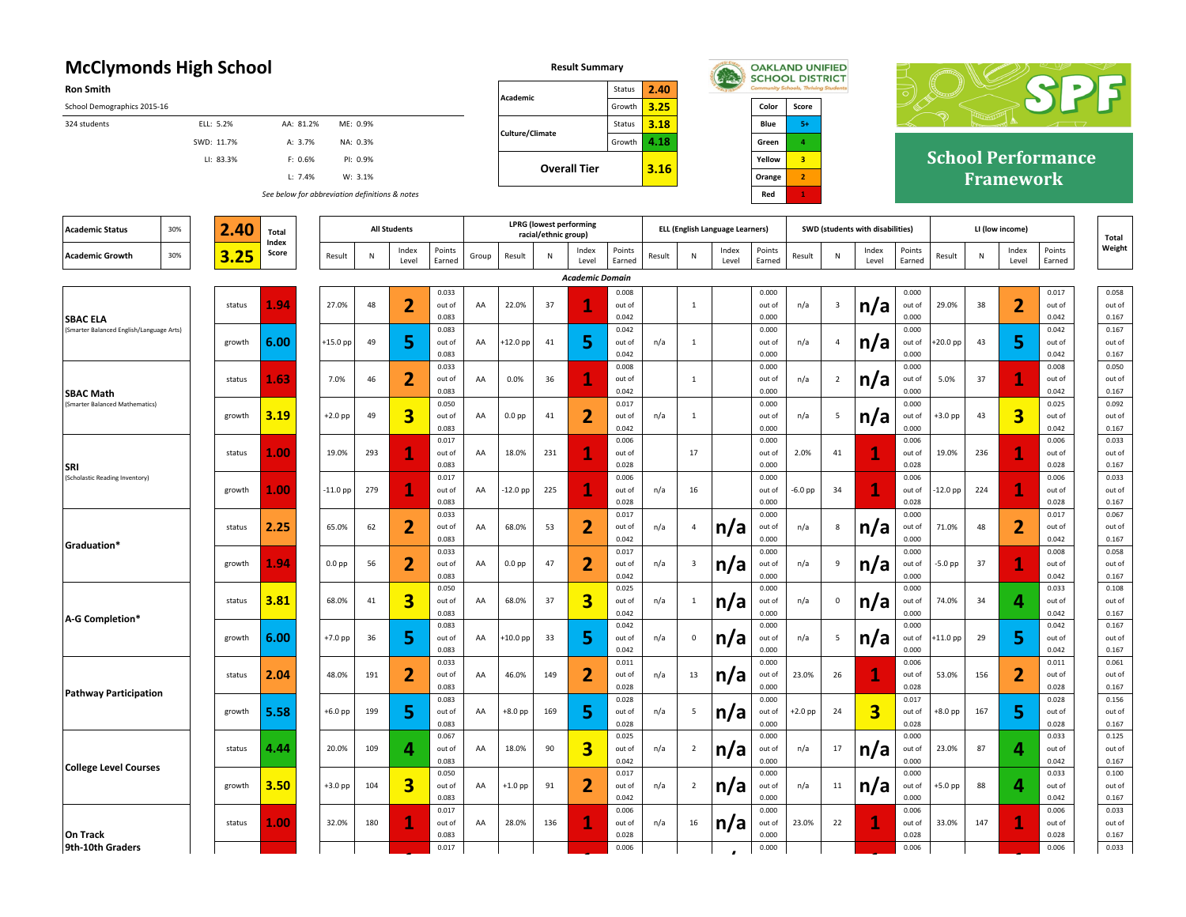# McClymonds High School

**Ron Smith**

School Demographics 2015-16

| | | | |
|---|---|---|---|
| 324 students | ELL: 5.2% | AA: 81.2% | ME: 0.9% |
| | SWD: 11.7% | A: 3.7% | NA: 0.3% |
| | LI: 83.3% | F: 0.6% | PI: 0.9% |
| | | L: 7.4% | W: 3.1% |

*See below for abbreviation definitions & notes*

**Result Summary**

| | | |
|---|---|---|
| Academic | Status | 2.40 |
| | Growth | 3.25 |
| Culture/Climate | Status | 3.18 |
| | Growth | 4.18 |
| Overall Tier | | 3.16 |

OAKLAND UNIFIED SCHOOL DISTRICT
Community Schools, Thriving Students

| Color | Score |
|---|---|
| Blue | 5+ |
| Green | 4 |
| Yellow | 3 |
| Orange | 2 |
| Red | 1 |

SPF

School Performance Framework

| | | |
|---|---|---|
| Academic Status | 30% | 2.40 |
| Academic Growth | 30% | 3.25 |

Total Index Score

*Academic Domain*

| Measure | | Total Index Score | All Students Result | All Students N | All Students Index Level | All Students Points Earned | LPRG Group | LPRG Result | LPRG N | LPRG Index Level | LPRG Points Earned | ELL Result | ELL N | ELL Index Level | ELL Points Earned | SWD Result | SWD N | SWD Index Level | SWD Points Earned | LI Result | LI N | LI Index Level | LI Points Earned | Total Weight |
|---|---|---|---|---|---|---|---|---|---|---|---|---|---|---|---|---|---|---|---|---|---|---|---|---|
| SBAC ELA (Smarter Balanced English/Language Arts) | status | 1.94 | 27.0% | 48 | 2 | 0.033 out of 0.083 | AA | 22.0% | 37 | 1 | 0.008 out of 0.042 | | 1 | | 0.000 out of 0.000 | n/a | 3 | n/a | 0.000 out of 0.000 | 29.0% | 38 | 2 | 0.017 out of 0.042 | 0.058 out of 0.167 |
| | growth | 6.00 | +15.0 pp | 49 | 5 | 0.083 out of 0.083 | AA | +12.0 pp | 41 | 5 | 0.042 out of 0.042 | n/a | 1 | | 0.000 out of 0.000 | n/a | 4 | n/a | 0.000 out of 0.000 | +20.0 pp | 43 | 5 | 0.042 out of 0.042 | 0.167 out of 0.167 |
| SBAC Math (Smarter Balanced Mathematics) | status | 1.63 | 7.0% | 46 | 2 | 0.033 out of 0.083 | AA | 0.0% | 36 | 1 | 0.008 out of 0.042 | | 1 | | 0.000 out of 0.000 | n/a | 2 | n/a | 0.000 out of 0.000 | 5.0% | 37 | 1 | 0.008 out of 0.042 | 0.050 out of 0.167 |
| | growth | 3.19 | +2.0 pp | 49 | 3 | 0.050 out of 0.083 | AA | 0.0 pp | 41 | 2 | 0.017 out of 0.042 | n/a | 1 | | 0.000 out of 0.000 | n/a | 5 | n/a | 0.000 out of 0.000 | +3.0 pp | 43 | 3 | 0.025 out of 0.042 | 0.092 out of 0.167 |
| SRI (Scholastic Reading Inventory) | status | 1.00 | 19.0% | 293 | 1 | 0.017 out of 0.083 | AA | 18.0% | 231 | 1 | 0.006 out of 0.028 | | 17 | | 0.000 out of 0.000 | 2.0% | 41 | 1 | 0.006 out of 0.028 | 19.0% | 236 | 1 | 0.006 out of 0.028 | 0.033 out of 0.167 |
| | growth | 1.00 | -11.0 pp | 279 | 1 | 0.017 out of 0.083 | AA | -12.0 pp | 225 | 1 | 0.006 out of 0.028 | n/a | 16 | | 0.000 out of 0.000 | -6.0 pp | 34 | 1 | 0.006 out of 0.028 | -12.0 pp | 224 | 1 | 0.006 out of 0.028 | 0.033 out of 0.167 |
| Graduation* | status | 2.25 | 65.0% | 62 | 2 | 0.033 out of 0.083 | AA | 68.0% | 53 | 2 | 0.017 out of 0.042 | n/a | 4 | n/a | 0.000 out of 0.000 | n/a | 8 | n/a | 0.000 out of 0.000 | 71.0% | 48 | 2 | 0.017 out of 0.042 | 0.067 out of 0.167 |
| | growth | 1.94 | 0.0 pp | 56 | 2 | 0.033 out of 0.083 | AA | 0.0 pp | 47 | 2 | 0.017 out of 0.042 | n/a | 3 | n/a | 0.000 out of 0.000 | n/a | 9 | n/a | 0.000 out of 0.000 | -5.0 pp | 37 | 1 | 0.008 out of 0.042 | 0.058 out of 0.167 |
| A-G Completion* | status | 3.81 | 68.0% | 41 | 3 | 0.050 out of 0.083 | AA | 68.0% | 37 | 3 | 0.025 out of 0.042 | n/a | 1 | n/a | 0.000 out of 0.000 | n/a | 0 | n/a | 0.000 out of 0.000 | 74.0% | 34 | 4 | 0.033 out of 0.042 | 0.108 out of 0.167 |
| | growth | 6.00 | +7.0 pp | 36 | 5 | 0.083 out of 0.083 | AA | +10.0 pp | 33 | 5 | 0.042 out of 0.042 | n/a | 0 | n/a | 0.000 out of 0.000 | n/a | 5 | n/a | 0.000 out of 0.000 | +11.0 pp | 29 | 5 | 0.042 out of 0.042 | 0.167 out of 0.167 |
| Pathway Participation | status | 2.04 | 48.0% | 191 | 2 | 0.033 out of 0.083 | AA | 46.0% | 149 | 2 | 0.011 out of 0.028 | n/a | 13 | n/a | 0.000 out of 0.000 | 23.0% | 26 | 1 | 0.006 out of 0.028 | 53.0% | 156 | 2 | 0.011 out of 0.028 | 0.061 out of 0.167 |
| | growth | 5.58 | +6.0 pp | 199 | 5 | 0.083 out of 0.083 | AA | +8.0 pp | 169 | 5 | 0.028 out of 0.028 | n/a | 5 | n/a | 0.000 out of 0.000 | +2.0 pp | 24 | 3 | 0.017 out of 0.028 | +8.0 pp | 167 | 5 | 0.028 out of 0.028 | 0.156 out of 0.167 |
| College Level Courses | status | 4.44 | 20.0% | 109 | 4 | 0.067 out of 0.083 | AA | 18.0% | 90 | 3 | 0.025 out of 0.042 | n/a | 2 | n/a | 0.000 out of 0.000 | n/a | 17 | n/a | 0.000 out of 0.000 | 23.0% | 87 | 4 | 0.033 out of 0.042 | 0.125 out of 0.167 |
| | growth | 3.50 | +3.0 pp | 104 | 3 | 0.050 out of 0.083 | AA | +1.0 pp | 91 | 2 | 0.017 out of 0.042 | n/a | 2 | n/a | 0.000 out of 0.000 | n/a | 11 | n/a | 0.000 out of 0.000 | +5.0 pp | 88 | 4 | 0.033 out of 0.042 | 0.100 out of 0.167 |
| On Track 9th-10th Graders | status | 1.00 | 32.0% | 180 | 1 | 0.017 out of 0.083 | AA | 28.0% | 136 | 1 | 0.006 out of 0.028 | n/a | 16 | n/a | 0.000 out of 0.000 | 23.0% | 22 | 1 | 0.006 out of 0.028 | 33.0% | 147 | 1 | 0.006 out of 0.028 | 0.033 out of 0.167 |
| | | | | | | 0.017 | | | | | 0.006 | | | | 0.000 | | | | 0.006 | | | | 0.006 | 0.033 |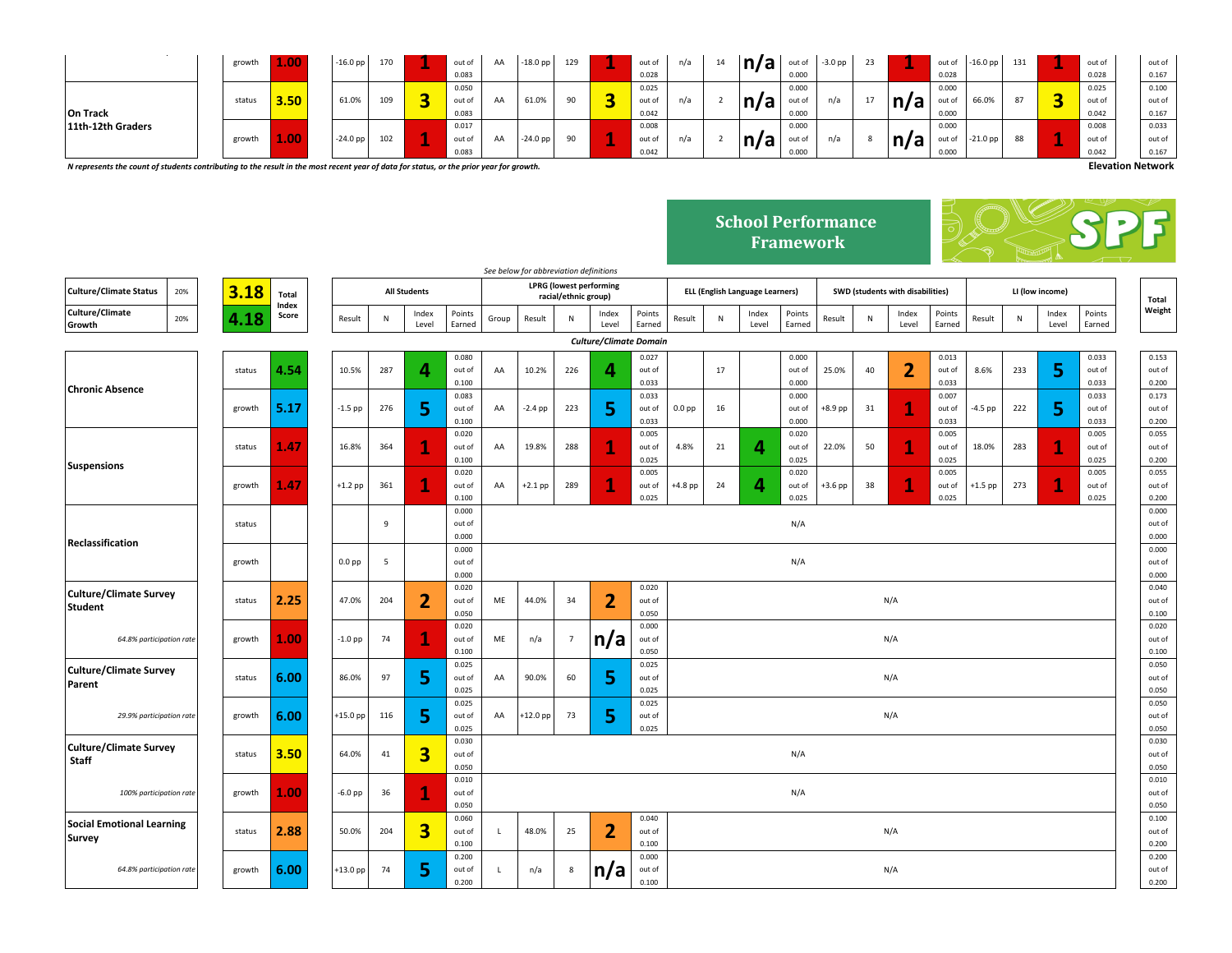| | | | | All Students | | | | LPRG (lowest performing racial/ethnic group) | | | | | ELL (English Language Learners) | | | | SWD (students with disabilities) | | | | LI (low income) | | | | Total Weight |
|---|---|---|---|---|---|---|---|---|---|---|---|---|---|---|---|---|---|---|---|---|---|---|---|---|---|
| | | | | Result | N | Index Level | Points Earned | Group | Result | N | Index Level | Points Earned | Result | N | Index Level | Points Earned | Result | N | Index Level | Points Earned | Result | N | Index Level | Points Earned | |
| | growth | 1.00 | | -16.0 pp | 170 | 1 | out of 0.083 | AA | -18.0 pp | 129 | 1 | out of 0.028 | n/a | 14 | n/a | out of 0.000 | -3.0 pp | 23 | 1 | out of 0.028 | -16.0 pp | 131 | 1 | out of 0.028 | out of 0.167 |
| On Track 11th-12th Graders | status | 3.50 | | 61.0% | 109 | 3 | 0.050 out of 0.083 | AA | 61.0% | 90 | 3 | 0.025 out of 0.042 | n/a | 2 | n/a | 0.000 out of 0.000 | n/a | 17 | n/a | 0.000 out of 0.000 | 66.0% | 87 | 3 | 0.025 out of 0.042 | 0.100 out of 0.167 |
| | growth | 1.00 | | -24.0 pp | 102 | 1 | 0.017 out of 0.083 | AA | -24.0 pp | 90 | 1 | 0.008 out of 0.042 | n/a | 2 | n/a | 0.000 out of 0.000 | n/a | 8 | n/a | 0.000 out of 0.000 | -21.0 pp | 88 | 1 | 0.008 out of 0.042 | 0.033 out of 0.167 |

*N represents the count of students contributing to the result in the most recent year of data for status, or the prior year for growth.*

**Elevation Network**

## School Performance Framework

SPF

| Culture/Climate Status | 20% | 3.18 | Total Index Score |
|---|---|---|---|
| Culture/Climate Growth | 20% | 4.18 | |

*See below for abbreviation definitions*

### Culture/Climate Domain

| | | | All Students | | | | LPRG (lowest performing racial/ethnic group) | | | | | ELL (English Language Learners) | | | | SWD (students with disabilities) | | | | LI (low income) | | | | Total Weight |
|---|---|---|---|---|---|---|---|---|---|---|---|---|---|---|---|---|---|---|---|---|---|---|---|---|
| | | | Result | N | Index Level | Points Earned | Group | Result | N | Index Level | Points Earned | Result | N | Index Level | Points Earned | Result | N | Index Level | Points Earned | Result | N | Index Level | Points Earned | |
| Chronic Absence | status | 4.54 | 10.5% | 287 | 4 | 0.080 out of 0.100 | AA | 10.2% | 226 | 4 | 0.027 out of 0.033 | | 17 | | 0.000 out of 0.000 | 25.0% | 40 | 2 | 0.013 out of 0.033 | 8.6% | 233 | 5 | 0.033 out of 0.033 | 0.153 out of 0.200 |
| | growth | 5.17 | -1.5 pp | 276 | 5 | 0.083 out of 0.100 | AA | -2.4 pp | 223 | 5 | 0.033 out of 0.033 | 0.0 pp | 16 | | 0.000 out of 0.000 | +8.9 pp | 31 | 1 | 0.007 out of 0.033 | -4.5 pp | 222 | 5 | 0.033 out of 0.033 | 0.173 out of 0.200 |
| Suspensions | status | 1.47 | 16.8% | 364 | 1 | 0.020 out of 0.100 | AA | 19.8% | 288 | 1 | 0.005 out of 0.025 | 4.8% | 21 | 4 | 0.020 out of 0.025 | 22.0% | 50 | 1 | 0.005 out of 0.025 | 18.0% | 283 | 1 | 0.005 out of 0.025 | 0.055 out of 0.200 |
| | growth | 1.47 | +1.2 pp | 361 | 1 | 0.020 out of 0.100 | AA | +2.1 pp | 289 | 1 | 0.005 out of 0.025 | +4.8 pp | 24 | 4 | 0.020 out of 0.025 | +3.6 pp | 38 | 1 | 0.005 out of 0.025 | +1.5 pp | 273 | 1 | 0.005 out of 0.025 | 0.055 out of 0.200 |
| Reclassification | status | | | 9 | | 0.000 out of 0.000 | N/A | | | | | | | | | | | | | | | | | 0.000 out of 0.000 |
| | growth | | 0.0 pp | 5 | | 0.000 out of 0.000 | N/A | | | | | | | | | | | | | | | | | 0.000 out of 0.000 |
| Culture/Climate Survey Student | status | 2.25 | 47.0% | 204 | 2 | 0.020 out of 0.050 | ME | 44.0% | 34 | 2 | 0.020 out of 0.050 | N/A | | | | | | | | | | | | 0.040 out of 0.100 |
| *64.8% participation rate* | growth | 1.00 | -1.0 pp | 74 | 1 | 0.020 out of 0.100 | ME | n/a | 7 | n/a | 0.000 out of 0.050 | N/A | | | | | | | | | | | | 0.020 out of 0.100 |
| Culture/Climate Survey Parent | status | 6.00 | 86.0% | 97 | 5 | 0.025 out of 0.025 | AA | 90.0% | 60 | 5 | 0.025 out of 0.025 | N/A | | | | | | | | | | | | 0.050 out of 0.050 |
| *29.9% participation rate* | growth | 6.00 | +15.0 pp | 116 | 5 | 0.025 out of 0.025 | AA | +12.0 pp | 73 | 5 | 0.025 out of 0.025 | N/A | | | | | | | | | | | | 0.050 out of 0.050 |
| Culture/Climate Survey Staff | status | 3.50 | 64.0% | 41 | 3 | 0.030 out of 0.050 | N/A | | | | | | | | | | | | | | | | | 0.030 out of 0.050 |
| *100% participation rate* | growth | 1.00 | -6.0 pp | 36 | 1 | 0.010 out of 0.050 | N/A | | | | | | | | | | | | | | | | | 0.010 out of 0.050 |
| Social Emotional Learning Survey | status | 2.88 | 50.0% | 204 | 3 | 0.060 out of 0.100 | L | 48.0% | 25 | 2 | 0.040 out of 0.100 | N/A | | | | | | | | | | | | 0.100 out of 0.200 |
| *64.8% participation rate* | growth | 6.00 | +13.0 pp | 74 | 5 | 0.200 out of 0.200 | L | n/a | 8 | n/a | 0.000 out of 0.100 | N/A | | | | | | | | | | | | 0.200 out of 0.200 |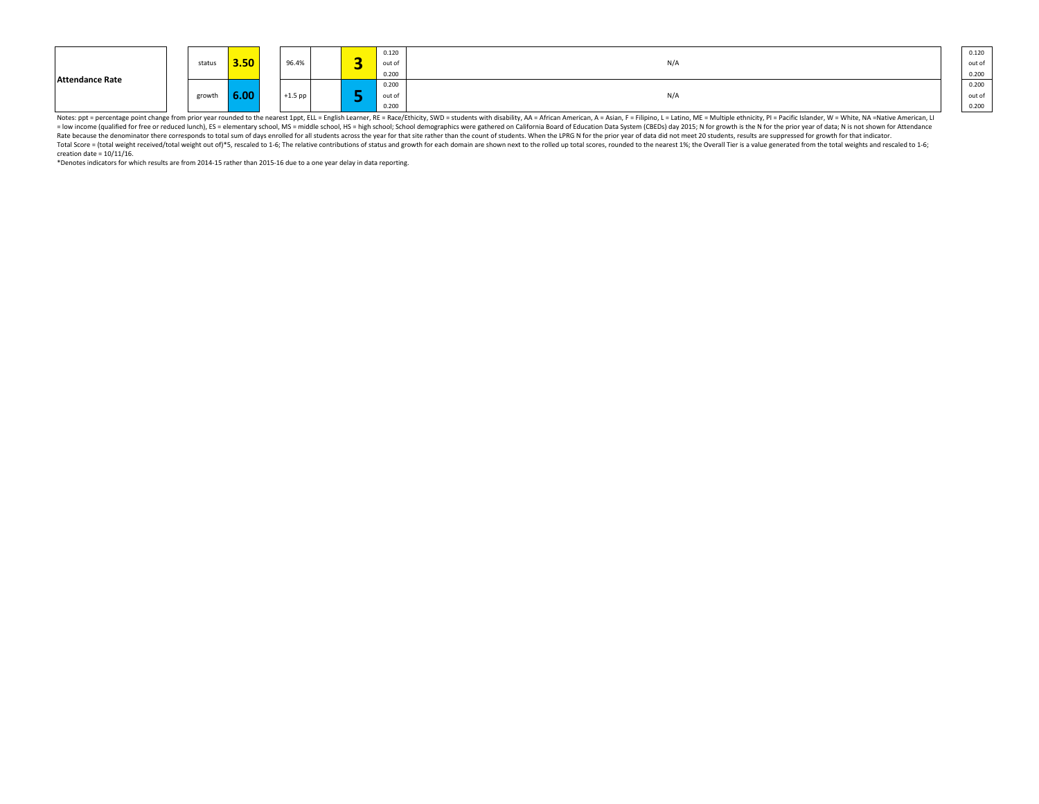| | | | | | | | |
|---|---|---|---|---|---|---|---|
| **Attendance Rate** | status | **3.50** | 96.4% | **3** | 0.120 out of 0.200 | N/A | 0.120 out of 0.200 |
| | growth | **6.00** | +1.5 pp | **5** | 0.200 out of 0.200 | N/A | 0.200 out of 0.200 |

Notes: ppt = percentage point change from prior year rounded to the nearest 1ppt, ELL = English Learner, RE = Race/Ethicity, SWD = students with disability, AA = African American, A = Asian, F = Filipino, L = Latino, ME = Multiple ethnicity, PI = Pacific Islander, W = White, NA =Native American, LI = low income (qualified for free or reduced lunch), ES = elementary school, MS = middle school, HS = high school; School demographics were gathered on California Board of Education Data System (CBEDs) day 2015; N for growth is the N for the prior year of data; N is not shown for Attendance Rate because the denominator there corresponds to total sum of days enrolled for all students across the year for that site rather than the count of students. When the LPRG N for the prior year of data did not meet 20 students, results are suppressed for growth for that indicator.
Total Score = (total weight received/total weight out of)*5, rescaled to 1-6; The relative contributions of status and growth for each domain are shown next to the rolled up total scores, rounded to the nearest 1%; the Overall Tier is a value generated from the total weights and rescaled to 1-6; creation date = 10/11/16.

*Denotes indicators for which results are from 2014-15 rather than 2015-16 due to a one year delay in data reporting.